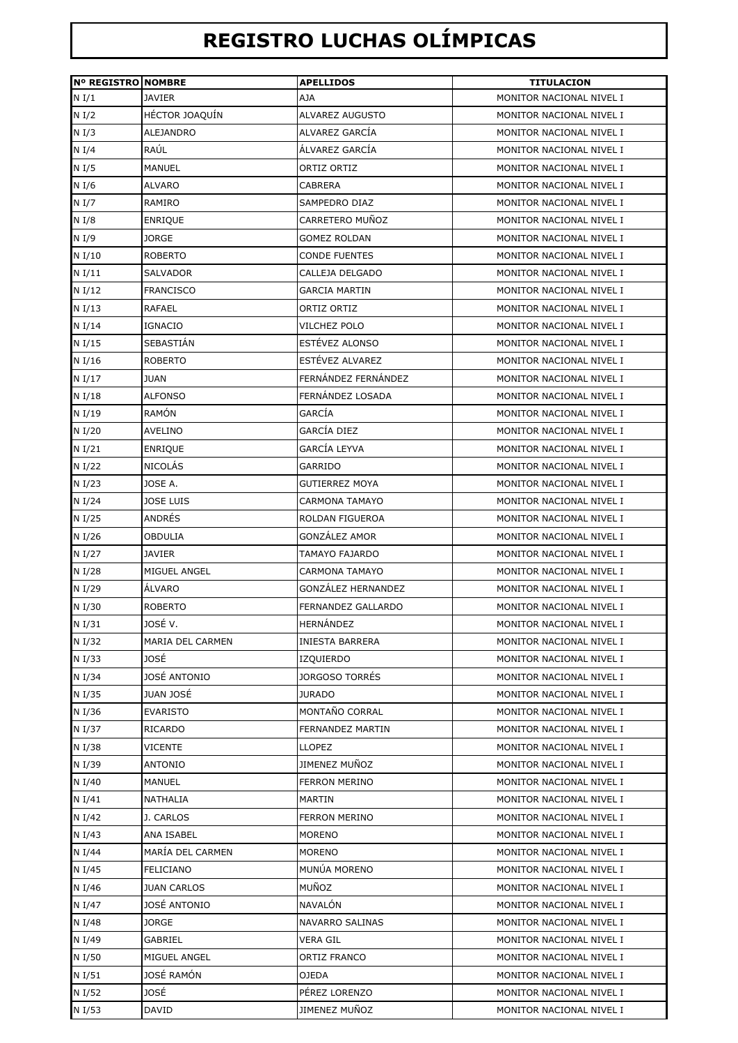# REGISTRO LUCHAS OLÍMPICAS

| Nº REGISTRO | NOMBRE | APELLIDOS | TITULACION |
|---|---|---|---|
| N I/1 | JAVIER | AJA | MONITOR NACIONAL NIVEL I |
| N I/2 | HÉCTOR JOAQUÍN | ALVAREZ AUGUSTO | MONITOR NACIONAL NIVEL I |
| N I/3 | ALEJANDRO | ALVAREZ GARCÍA | MONITOR NACIONAL NIVEL I |
| N I/4 | RAÚL | ÁLVAREZ GARCÍA | MONITOR NACIONAL NIVEL I |
| N I/5 | MANUEL | ORTIZ ORTIZ | MONITOR NACIONAL NIVEL I |
| N I/6 | ALVARO | CABRERA | MONITOR NACIONAL NIVEL I |
| N I/7 | RAMIRO | SAMPEDRO DIAZ | MONITOR NACIONAL NIVEL I |
| N I/8 | ENRIQUE | CARRETERO MUÑOZ | MONITOR NACIONAL NIVEL I |
| N I/9 | JORGE | GOMEZ ROLDAN | MONITOR NACIONAL NIVEL I |
| N I/10 | ROBERTO | CONDE FUENTES | MONITOR NACIONAL NIVEL I |
| N I/11 | SALVADOR | CALLEJA DELGADO | MONITOR NACIONAL NIVEL I |
| N I/12 | FRANCISCO | GARCIA MARTIN | MONITOR NACIONAL NIVEL I |
| N I/13 | RAFAEL | ORTIZ ORTIZ | MONITOR NACIONAL NIVEL I |
| N I/14 | IGNACIO | VILCHEZ POLO | MONITOR NACIONAL NIVEL I |
| N I/15 | SEBASTIÁN | ESTÉVEZ ALONSO | MONITOR NACIONAL NIVEL I |
| N I/16 | ROBERTO | ESTÉVEZ ALVAREZ | MONITOR NACIONAL NIVEL I |
| N I/17 | JUAN | FERNÁNDEZ FERNÁNDEZ | MONITOR NACIONAL NIVEL I |
| N I/18 | ALFONSO | FERNÁNDEZ LOSADA | MONITOR NACIONAL NIVEL I |
| N I/19 | RAMÓN | GARCÍA | MONITOR NACIONAL NIVEL I |
| N I/20 | AVELINO | GARCÍA DIEZ | MONITOR NACIONAL NIVEL I |
| N I/21 | ENRIQUE | GARCÍA LEYVA | MONITOR NACIONAL NIVEL I |
| N I/22 | NICOLÁS | GARRIDO | MONITOR NACIONAL NIVEL I |
| N I/23 | JOSE A. | GUTIERREZ MOYA | MONITOR NACIONAL NIVEL I |
| N I/24 | JOSE LUIS | CARMONA TAMAYO | MONITOR NACIONAL NIVEL I |
| N I/25 | ANDRÉS | ROLDAN FIGUEROA | MONITOR NACIONAL NIVEL I |
| N I/26 | OBDULIA | GONZÁLEZ AMOR | MONITOR NACIONAL NIVEL I |
| N I/27 | JAVIER | TAMAYO FAJARDO | MONITOR NACIONAL NIVEL I |
| N I/28 | MIGUEL ANGEL | CARMONA TAMAYO | MONITOR NACIONAL NIVEL I |
| N I/29 | ÁLVARO | GONZÁLEZ HERNANDEZ | MONITOR NACIONAL NIVEL I |
| N I/30 | ROBERTO | FERNANDEZ GALLARDO | MONITOR NACIONAL NIVEL I |
| N I/31 | JOSÉ V. | HERNÁNDEZ | MONITOR NACIONAL NIVEL I |
| N I/32 | MARIA DEL CARMEN | INIESTA BARRERA | MONITOR NACIONAL NIVEL I |
| N I/33 | JOSÉ | IZQUIERDO | MONITOR NACIONAL NIVEL I |
| N I/34 | JOSÉ ANTONIO | JORGOSO TORRÉS | MONITOR NACIONAL NIVEL I |
| N I/35 | JUAN JOSÉ | JURADO | MONITOR NACIONAL NIVEL I |
| N I/36 | EVARISTO | MONTAÑO CORRAL | MONITOR NACIONAL NIVEL I |
| N I/37 | RICARDO | FERNANDEZ MARTIN | MONITOR NACIONAL NIVEL I |
| N I/38 | VICENTE | LLOPEZ | MONITOR NACIONAL NIVEL I |
| N I/39 | ANTONIO | JIMENEZ MUÑOZ | MONITOR NACIONAL NIVEL I |
| N I/40 | MANUEL | FERRON MERINO | MONITOR NACIONAL NIVEL I |
| N I/41 | NATHALIA | MARTIN | MONITOR NACIONAL NIVEL I |
| N I/42 | J. CARLOS | FERRON MERINO | MONITOR NACIONAL NIVEL I |
| N I/43 | ANA ISABEL | MORENO | MONITOR NACIONAL NIVEL I |
| N I/44 | MARÍA DEL CARMEN | MORENO | MONITOR NACIONAL NIVEL I |
| N I/45 | FELICIANO | MUNÚA MORENO | MONITOR NACIONAL NIVEL I |
| N I/46 | JUAN CARLOS | MUÑOZ | MONITOR NACIONAL NIVEL I |
| N I/47 | JOSÉ ANTONIO | NAVALÓN | MONITOR NACIONAL NIVEL I |
| N I/48 | JORGE | NAVARRO SALINAS | MONITOR NACIONAL NIVEL I |
| N I/49 | GABRIEL | VERA GIL | MONITOR NACIONAL NIVEL I |
| N I/50 | MIGUEL ANGEL | ORTIZ FRANCO | MONITOR NACIONAL NIVEL I |
| N I/51 | JOSÉ RAMÓN | OJEDA | MONITOR NACIONAL NIVEL I |
| N I/52 | JOSÉ | PÉREZ LORENZO | MONITOR NACIONAL NIVEL I |
| N I/53 | DAVID | JIMENEZ MUÑOZ | MONITOR NACIONAL NIVEL I |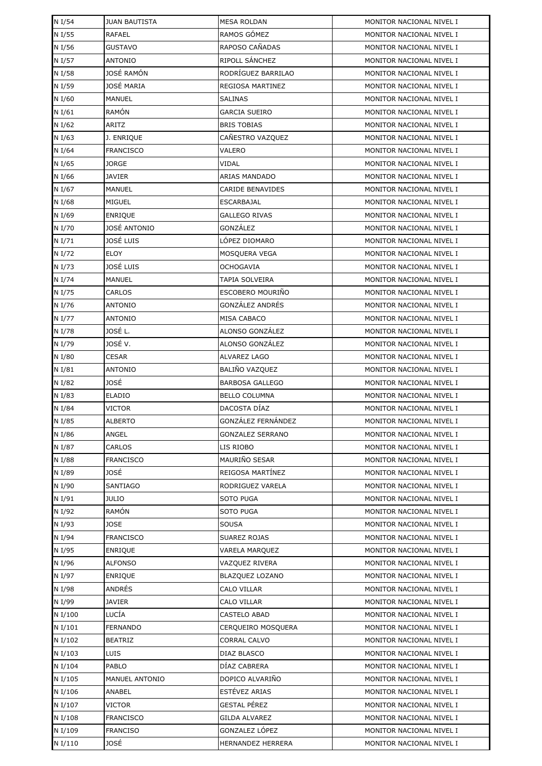| N I/54 | JUAN BAUTISTA | MESA ROLDAN | MONITOR NACIONAL NIVEL I |
|---|---|---|---|
| N I/55 | RAFAEL | RAMOS GÓMEZ | MONITOR NACIONAL NIVEL I |
| N I/56 | GUSTAVO | RAPOSO CAÑADAS | MONITOR NACIONAL NIVEL I |
| N I/57 | ANTONIO | RIPOLL SÁNCHEZ | MONITOR NACIONAL NIVEL I |
| N I/58 | JOSÉ RAMÓN | RODRÍGUEZ BARRILAO | MONITOR NACIONAL NIVEL I |
| N I/59 | JOSÉ MARIA | REGIOSA MARTINEZ | MONITOR NACIONAL NIVEL I |
| N I/60 | MANUEL | SALINAS | MONITOR NACIONAL NIVEL I |
| N I/61 | RAMÓN | GARCIA SUEIRO | MONITOR NACIONAL NIVEL I |
| N I/62 | ARITZ | BRIS TOBIAS | MONITOR NACIONAL NIVEL I |
| N I/63 | J. ENRIQUE | CAÑESTRO VAZQUEZ | MONITOR NACIONAL NIVEL I |
| N I/64 | FRANCISCO | VALERO | MONITOR NACIONAL NIVEL I |
| N I/65 | JORGE | VIDAL | MONITOR NACIONAL NIVEL I |
| N I/66 | JAVIER | ARIAS MANDADO | MONITOR NACIONAL NIVEL I |
| N I/67 | MANUEL | CARIDE BENAVIDES | MONITOR NACIONAL NIVEL I |
| N I/68 | MIGUEL | ESCARBAJAL | MONITOR NACIONAL NIVEL I |
| N I/69 | ENRIQUE | GALLEGO RIVAS | MONITOR NACIONAL NIVEL I |
| N I/70 | JOSÉ ANTONIO | GONZÁLEZ | MONITOR NACIONAL NIVEL I |
| N I/71 | JOSÉ LUIS | LÓPEZ DIOMARO | MONITOR NACIONAL NIVEL I |
| N I/72 | ELOY | MOSQUERA VEGA | MONITOR NACIONAL NIVEL I |
| N I/73 | JOSÉ LUIS | OCHOGAVIA | MONITOR NACIONAL NIVEL I |
| N I/74 | MANUEL | TAPIA SOLVEIRA | MONITOR NACIONAL NIVEL I |
| N I/75 | CARLOS | ESCOBERO MOURIÑO | MONITOR NACIONAL NIVEL I |
| N I/76 | ANTONIO | GONZÁLEZ ANDRÉS | MONITOR NACIONAL NIVEL I |
| N I/77 | ANTONIO | MISA CABACO | MONITOR NACIONAL NIVEL I |
| N I/78 | JOSÉ L. | ALONSO GONZÁLEZ | MONITOR NACIONAL NIVEL I |
| N I/79 | JOSÉ V. | ALONSO GONZÁLEZ | MONITOR NACIONAL NIVEL I |
| N I/80 | CESAR | ALVAREZ LAGO | MONITOR NACIONAL NIVEL I |
| N I/81 | ANTONIO | BALIÑO VAZQUEZ | MONITOR NACIONAL NIVEL I |
| N I/82 | JOSÉ | BARBOSA GALLEGO | MONITOR NACIONAL NIVEL I |
| N I/83 | ELADIO | BELLO COLUMNA | MONITOR NACIONAL NIVEL I |
| N I/84 | VICTOR | DACOSTA DÍAZ | MONITOR NACIONAL NIVEL I |
| N I/85 | ALBERTO | GONZÁLEZ FERNÁNDEZ | MONITOR NACIONAL NIVEL I |
| N I/86 | ANGEL | GONZALEZ SERRANO | MONITOR NACIONAL NIVEL I |
| N I/87 | CARLOS | LIS RIOBO | MONITOR NACIONAL NIVEL I |
| N I/88 | FRANCISCO | MAURIÑO SESAR | MONITOR NACIONAL NIVEL I |
| N I/89 | JOSÉ | REIGOSA MARTÍNEZ | MONITOR NACIONAL NIVEL I |
| N I/90 | SANTIAGO | RODRIGUEZ VARELA | MONITOR NACIONAL NIVEL I |
| N I/91 | JULIO | SOTO PUGA | MONITOR NACIONAL NIVEL I |
| N I/92 | RAMÓN | SOTO PUGA | MONITOR NACIONAL NIVEL I |
| N I/93 | JOSE | SOUSA | MONITOR NACIONAL NIVEL I |
| N I/94 | FRANCISCO | SUAREZ ROJAS | MONITOR NACIONAL NIVEL I |
| N I/95 | ENRIQUE | VARELA MARQUEZ | MONITOR NACIONAL NIVEL I |
| N I/96 | ALFONSO | VAZQUEZ RIVERA | MONITOR NACIONAL NIVEL I |
| N I/97 | ENRIQUE | BLAZQUEZ LOZANO | MONITOR NACIONAL NIVEL I |
| N I/98 | ANDRÉS | CALO VILLAR | MONITOR NACIONAL NIVEL I |
| N I/99 | JAVIER | CALO VILLAR | MONITOR NACIONAL NIVEL I |
| N I/100 | LUCÍA | CASTELO ABAD | MONITOR NACIONAL NIVEL I |
| N I/101 | FERNANDO | CERQUEIRO MOSQUERA | MONITOR NACIONAL NIVEL I |
| N I/102 | BEATRIZ | CORRAL CALVO | MONITOR NACIONAL NIVEL I |
| N I/103 | LUIS | DIAZ BLASCO | MONITOR NACIONAL NIVEL I |
| N I/104 | PABLO | DÍAZ CABRERA | MONITOR NACIONAL NIVEL I |
| N I/105 | MANUEL ANTONIO | DOPICO ALVARIÑO | MONITOR NACIONAL NIVEL I |
| N I/106 | ANABEL | ESTÉVEZ ARIAS | MONITOR NACIONAL NIVEL I |
| N I/107 | VICTOR | GESTAL PÉREZ | MONITOR NACIONAL NIVEL I |
| N I/108 | FRANCISCO | GILDA ALVAREZ | MONITOR NACIONAL NIVEL I |
| N I/109 | FRANCISO | GONZALEZ LÓPEZ | MONITOR NACIONAL NIVEL I |
| N I/110 | JOSÉ | HERNANDEZ HERRERA | MONITOR NACIONAL NIVEL I |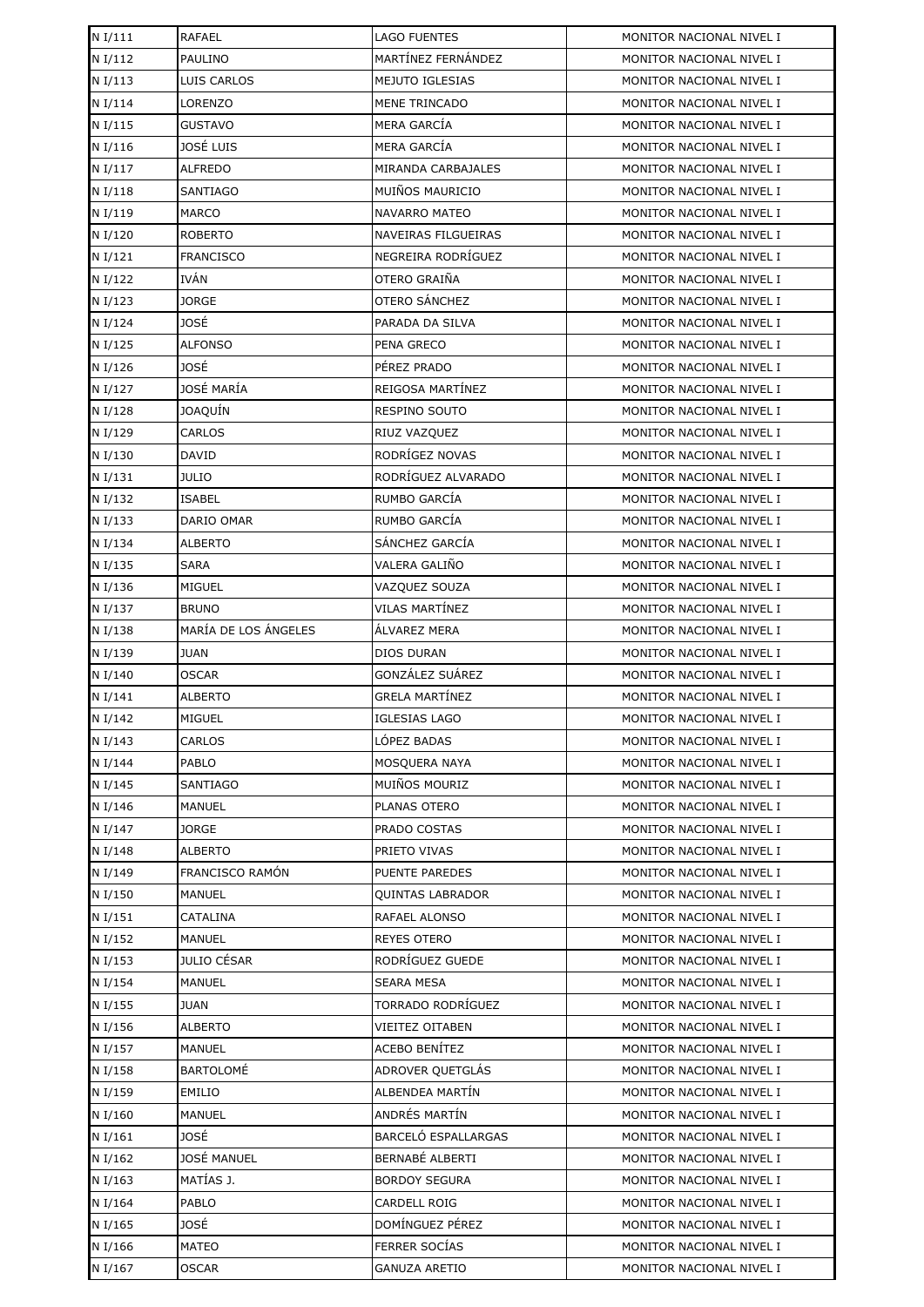| N I/111 | RAFAEL | LAGO FUENTES | MONITOR NACIONAL NIVEL I |
|---|---|---|---|
| N I/112 | PAULINO | MARTÍNEZ FERNÁNDEZ | MONITOR NACIONAL NIVEL I |
| N I/113 | LUIS CARLOS | MEJUTO IGLESIAS | MONITOR NACIONAL NIVEL I |
| N I/114 | LORENZO | MENE TRINCADO | MONITOR NACIONAL NIVEL I |
| N I/115 | GUSTAVO | MERA GARCÍA | MONITOR NACIONAL NIVEL I |
| N I/116 | JOSÉ LUIS | MERA GARCÍA | MONITOR NACIONAL NIVEL I |
| N I/117 | ALFREDO | MIRANDA CARBAJALES | MONITOR NACIONAL NIVEL I |
| N I/118 | SANTIAGO | MUIÑOS MAURICIO | MONITOR NACIONAL NIVEL I |
| N I/119 | MARCO | NAVARRO MATEO | MONITOR NACIONAL NIVEL I |
| N I/120 | ROBERTO | NAVEIRAS FILGUEIRAS | MONITOR NACIONAL NIVEL I |
| N I/121 | FRANCISCO | NEGREIRA RODRÍGUEZ | MONITOR NACIONAL NIVEL I |
| N I/122 | IVÁN | OTERO GRAIÑA | MONITOR NACIONAL NIVEL I |
| N I/123 | JORGE | OTERO SÁNCHEZ | MONITOR NACIONAL NIVEL I |
| N I/124 | JOSÉ | PARADA DA SILVA | MONITOR NACIONAL NIVEL I |
| N I/125 | ALFONSO | PENA GRECO | MONITOR NACIONAL NIVEL I |
| N I/126 | JOSÉ | PÉREZ PRADO | MONITOR NACIONAL NIVEL I |
| N I/127 | JOSÉ MARÍA | REIGOSA MARTÍNEZ | MONITOR NACIONAL NIVEL I |
| N I/128 | JOAQUÍN | RESPINO SOUTO | MONITOR NACIONAL NIVEL I |
| N I/129 | CARLOS | RIUZ VAZQUEZ | MONITOR NACIONAL NIVEL I |
| N I/130 | DAVID | RODRÍGEZ NOVAS | MONITOR NACIONAL NIVEL I |
| N I/131 | JULIO | RODRÍGUEZ ALVARADO | MONITOR NACIONAL NIVEL I |
| N I/132 | ISABEL | RUMBO GARCÍA | MONITOR NACIONAL NIVEL I |
| N I/133 | DARIO OMAR | RUMBO GARCÍA | MONITOR NACIONAL NIVEL I |
| N I/134 | ALBERTO | SÁNCHEZ GARCÍA | MONITOR NACIONAL NIVEL I |
| N I/135 | SARA | VALERA GALIÑO | MONITOR NACIONAL NIVEL I |
| N I/136 | MIGUEL | VAZQUEZ SOUZA | MONITOR NACIONAL NIVEL I |
| N I/137 | BRUNO | VILAS MARTÍNEZ | MONITOR NACIONAL NIVEL I |
| N I/138 | MARÍA DE LOS ÁNGELES | ÁLVAREZ MERA | MONITOR NACIONAL NIVEL I |
| N I/139 | JUAN | DIOS DURAN | MONITOR NACIONAL NIVEL I |
| N I/140 | OSCAR | GONZÁLEZ SUÁREZ | MONITOR NACIONAL NIVEL I |
| N I/141 | ALBERTO | GRELA MARTÍNEZ | MONITOR NACIONAL NIVEL I |
| N I/142 | MIGUEL | IGLESIAS LAGO | MONITOR NACIONAL NIVEL I |
| N I/143 | CARLOS | LÓPEZ BADAS | MONITOR NACIONAL NIVEL I |
| N I/144 | PABLO | MOSQUERA NAYA | MONITOR NACIONAL NIVEL I |
| N I/145 | SANTIAGO | MUIÑOS MOURIZ | MONITOR NACIONAL NIVEL I |
| N I/146 | MANUEL | PLANAS OTERO | MONITOR NACIONAL NIVEL I |
| N I/147 | JORGE | PRADO COSTAS | MONITOR NACIONAL NIVEL I |
| N I/148 | ALBERTO | PRIETO VIVAS | MONITOR NACIONAL NIVEL I |
| N I/149 | FRANCISCO RAMÓN | PUENTE PAREDES | MONITOR NACIONAL NIVEL I |
| N I/150 | MANUEL | QUINTAS LABRADOR | MONITOR NACIONAL NIVEL I |
| N I/151 | CATALINA | RAFAEL ALONSO | MONITOR NACIONAL NIVEL I |
| N I/152 | MANUEL | REYES OTERO | MONITOR NACIONAL NIVEL I |
| N I/153 | JULIO CÉSAR | RODRÍGUEZ GUEDE | MONITOR NACIONAL NIVEL I |
| N I/154 | MANUEL | SEARA MESA | MONITOR NACIONAL NIVEL I |
| N I/155 | JUAN | TORRADO RODRÍGUEZ | MONITOR NACIONAL NIVEL I |
| N I/156 | ALBERTO | VIEITEZ OITABEN | MONITOR NACIONAL NIVEL I |
| N I/157 | MANUEL | ACEBO BENÍTEZ | MONITOR NACIONAL NIVEL I |
| N I/158 | BARTOLOMÉ | ADROVER QUETGLÁS | MONITOR NACIONAL NIVEL I |
| N I/159 | EMILIO | ALBENDEA MARTÍN | MONITOR NACIONAL NIVEL I |
| N I/160 | MANUEL | ANDRÉS MARTÍN | MONITOR NACIONAL NIVEL I |
| N I/161 | JOSÉ | BARCELÓ ESPALLARGAS | MONITOR NACIONAL NIVEL I |
| N I/162 | JOSÉ MANUEL | BERNABÉ ALBERTI | MONITOR NACIONAL NIVEL I |
| N I/163 | MATÍAS J. | BORDOY SEGURA | MONITOR NACIONAL NIVEL I |
| N I/164 | PABLO | CARDELL ROIG | MONITOR NACIONAL NIVEL I |
| N I/165 | JOSÉ | DOMÍNGUEZ PÉREZ | MONITOR NACIONAL NIVEL I |
| N I/166 | MATEO | FERRER SOCÍAS | MONITOR NACIONAL NIVEL I |
| N I/167 | OSCAR | GANUZA ARETIO | MONITOR NACIONAL NIVEL I |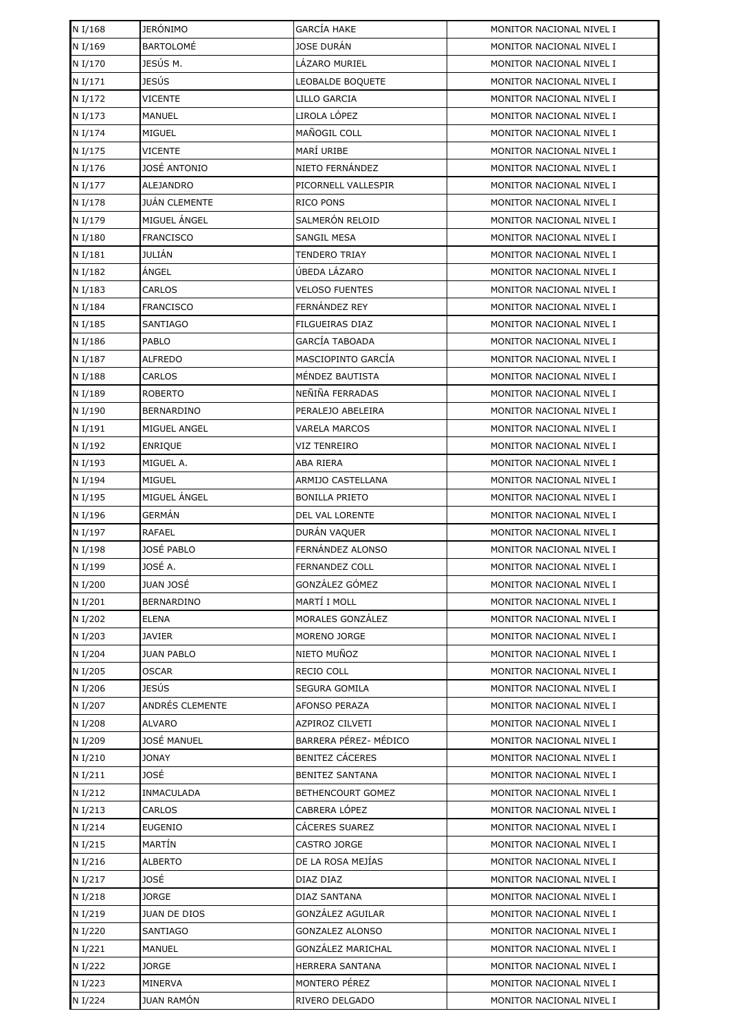| N I/168 | JERÓNIMO | GARCÍA HAKE | MONITOR NACIONAL NIVEL I |
|---|---|---|---|
| N I/169 | BARTOLOMÉ | JOSE DURÁN | MONITOR NACIONAL NIVEL I |
| N I/170 | JESÚS M. | LÁZARO MURIEL | MONITOR NACIONAL NIVEL I |
| N I/171 | JESÚS | LEOBALDE BOQUETE | MONITOR NACIONAL NIVEL I |
| N I/172 | VICENTE | LILLO GARCIA | MONITOR NACIONAL NIVEL I |
| N I/173 | MANUEL | LIROLA LÓPEZ | MONITOR NACIONAL NIVEL I |
| N I/174 | MIGUEL | MAÑOGIL COLL | MONITOR NACIONAL NIVEL I |
| N I/175 | VICENTE | MARÍ URIBE | MONITOR NACIONAL NIVEL I |
| N I/176 | JOSÉ ANTONIO | NIETO FERNÁNDEZ | MONITOR NACIONAL NIVEL I |
| N I/177 | ALEJANDRO | PICORNELL VALLESPIR | MONITOR NACIONAL NIVEL I |
| N I/178 | JUÁN CLEMENTE | RICO PONS | MONITOR NACIONAL NIVEL I |
| N I/179 | MIGUEL ÁNGEL | SALMERÓN RELOID | MONITOR NACIONAL NIVEL I |
| N I/180 | FRANCISCO | SANGIL MESA | MONITOR NACIONAL NIVEL I |
| N I/181 | JULIÁN | TENDERO TRIAY | MONITOR NACIONAL NIVEL I |
| N I/182 | ÁNGEL | ÚBEDA LÁZARO | MONITOR NACIONAL NIVEL I |
| N I/183 | CARLOS | VELOSO FUENTES | MONITOR NACIONAL NIVEL I |
| N I/184 | FRANCISCO | FERNÁNDEZ REY | MONITOR NACIONAL NIVEL I |
| N I/185 | SANTIAGO | FILGUEIRAS DIAZ | MONITOR NACIONAL NIVEL I |
| N I/186 | PABLO | GARCÍA TABOADA | MONITOR NACIONAL NIVEL I |
| N I/187 | ALFREDO | MASCIOPINTO GARCÍA | MONITOR NACIONAL NIVEL I |
| N I/188 | CARLOS | MÉNDEZ BAUTISTA | MONITOR NACIONAL NIVEL I |
| N I/189 | ROBERTO | NEÑIÑA FERRADAS | MONITOR NACIONAL NIVEL I |
| N I/190 | BERNARDINO | PERALEJO ABELEIRA | MONITOR NACIONAL NIVEL I |
| N I/191 | MIGUEL ANGEL | VARELA MARCOS | MONITOR NACIONAL NIVEL I |
| N I/192 | ENRIQUE | VIZ TENREIRO | MONITOR NACIONAL NIVEL I |
| N I/193 | MIGUEL A. | ABA RIERA | MONITOR NACIONAL NIVEL I |
| N I/194 | MIGUEL | ARMIJO CASTELLANA | MONITOR NACIONAL NIVEL I |
| N I/195 | MIGUEL ÁNGEL | BONILLA PRIETO | MONITOR NACIONAL NIVEL I |
| N I/196 | GERMÁN | DEL VAL LORENTE | MONITOR NACIONAL NIVEL I |
| N I/197 | RAFAEL | DURÁN VAQUER | MONITOR NACIONAL NIVEL I |
| N I/198 | JOSÉ PABLO | FERNÁNDEZ ALONSO | MONITOR NACIONAL NIVEL I |
| N I/199 | JOSÉ A. | FERNANDEZ COLL | MONITOR NACIONAL NIVEL I |
| N I/200 | JUAN JOSÉ | GONZÁLEZ GÓMEZ | MONITOR NACIONAL NIVEL I |
| N I/201 | BERNARDINO | MARTÍ I MOLL | MONITOR NACIONAL NIVEL I |
| N I/202 | ELENA | MORALES GONZÁLEZ | MONITOR NACIONAL NIVEL I |
| N I/203 | JAVIER | MORENO JORGE | MONITOR NACIONAL NIVEL I |
| N I/204 | JUAN PABLO | NIETO MUÑOZ | MONITOR NACIONAL NIVEL I |
| N I/205 | OSCAR | RECIO COLL | MONITOR NACIONAL NIVEL I |
| N I/206 | JESÚS | SEGURA GOMILA | MONITOR NACIONAL NIVEL I |
| N I/207 | ANDRÉS CLEMENTE | AFONSO PERAZA | MONITOR NACIONAL NIVEL I |
| N I/208 | ALVARO | AZPIROZ CILVETI | MONITOR NACIONAL NIVEL I |
| N I/209 | JOSÉ MANUEL | BARRERA PÉREZ- MÉDICO | MONITOR NACIONAL NIVEL I |
| N I/210 | JONAY | BENITEZ CÁCERES | MONITOR NACIONAL NIVEL I |
| N I/211 | JOSÉ | BENITEZ SANTANA | MONITOR NACIONAL NIVEL I |
| N I/212 | INMACULADA | BETHENCOURT GOMEZ | MONITOR NACIONAL NIVEL I |
| N I/213 | CARLOS | CABRERA LÓPEZ | MONITOR NACIONAL NIVEL I |
| N I/214 | EUGENIO | CÁCERES SUAREZ | MONITOR NACIONAL NIVEL I |
| N I/215 | MARTÍN | CASTRO JORGE | MONITOR NACIONAL NIVEL I |
| N I/216 | ALBERTO | DE LA ROSA MEJÍAS | MONITOR NACIONAL NIVEL I |
| N I/217 | JOSÉ | DIAZ DIAZ | MONITOR NACIONAL NIVEL I |
| N I/218 | JORGE | DIAZ SANTANA | MONITOR NACIONAL NIVEL I |
| N I/219 | JUAN DE DIOS | GONZÁLEZ AGUILAR | MONITOR NACIONAL NIVEL I |
| N I/220 | SANTIAGO | GONZALEZ ALONSO | MONITOR NACIONAL NIVEL I |
| N I/221 | MANUEL | GONZÁLEZ MARICHAL | MONITOR NACIONAL NIVEL I |
| N I/222 | JORGE | HERRERA SANTANA | MONITOR NACIONAL NIVEL I |
| N I/223 | MINERVA | MONTERO PÉREZ | MONITOR NACIONAL NIVEL I |
| N I/224 | JUAN RAMÓN | RIVERO DELGADO | MONITOR NACIONAL NIVEL I |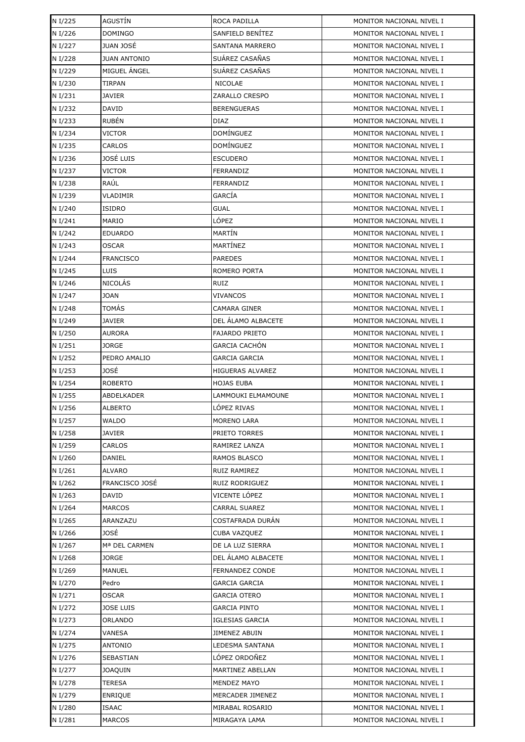| N I/225 | AGUSTÍN | ROCA PADILLA | MONITOR NACIONAL NIVEL I |
|---|---|---|---|
| N I/226 | DOMINGO | SANFIELD BENÍTEZ | MONITOR NACIONAL NIVEL I |
| N I/227 | JUAN JOSÉ | SANTANA MARRERO | MONITOR NACIONAL NIVEL I |
| N I/228 | JUAN ANTONIO | SUÁREZ CASAÑAS | MONITOR NACIONAL NIVEL I |
| N I/229 | MIGUEL ÁNGEL | SUÁREZ CASAÑAS | MONITOR NACIONAL NIVEL I |
| N I/230 | TIRPAN | NICOLAE | MONITOR NACIONAL NIVEL I |
| N I/231 | JAVIER | ZARALLO CRESPO | MONITOR NACIONAL NIVEL I |
| N I/232 | DAVID | BERENGUERAS | MONITOR NACIONAL NIVEL I |
| N I/233 | RUBÉN | DIAZ | MONITOR NACIONAL NIVEL I |
| N I/234 | VICTOR | DOMÍNGUEZ | MONITOR NACIONAL NIVEL I |
| N I/235 | CARLOS | DOMÍNGUEZ | MONITOR NACIONAL NIVEL I |
| N I/236 | JOSÉ LUIS | ESCUDERO | MONITOR NACIONAL NIVEL I |
| N I/237 | VICTOR | FERRANDIZ | MONITOR NACIONAL NIVEL I |
| N I/238 | RAÚL | FERRANDIZ | MONITOR NACIONAL NIVEL I |
| N I/239 | VLADIMIR | GARCÍA | MONITOR NACIONAL NIVEL I |
| N I/240 | ISIDRO | GUAL | MONITOR NACIONAL NIVEL I |
| N I/241 | MARIO | LÓPEZ | MONITOR NACIONAL NIVEL I |
| N I/242 | EDUARDO | MARTÍN | MONITOR NACIONAL NIVEL I |
| N I/243 | OSCAR | MARTÍNEZ | MONITOR NACIONAL NIVEL I |
| N I/244 | FRANCISCO | PAREDES | MONITOR NACIONAL NIVEL I |
| N I/245 | LUIS | ROMERO PORTA | MONITOR NACIONAL NIVEL I |
| N I/246 | NICOLÁS | RUIZ | MONITOR NACIONAL NIVEL I |
| N I/247 | JOAN | VIVANCOS | MONITOR NACIONAL NIVEL I |
| N I/248 | TOMÁS | CAMARA GINER | MONITOR NACIONAL NIVEL I |
| N I/249 | JAVIER | DEL ÁLAMO ALBACETE | MONITOR NACIONAL NIVEL I |
| N I/250 | AURORA | FAJARDO PRIETO | MONITOR NACIONAL NIVEL I |
| N I/251 | JORGE | GARCIA CACHÓN | MONITOR NACIONAL NIVEL I |
| N I/252 | PEDRO AMALIO | GARCIA GARCIA | MONITOR NACIONAL NIVEL I |
| N I/253 | JOSÉ | HIGUERAS ALVAREZ | MONITOR NACIONAL NIVEL I |
| N I/254 | ROBERTO | HOJAS EUBA | MONITOR NACIONAL NIVEL I |
| N I/255 | ABDELKADER | LAMMOUKI ELMAMOUNE | MONITOR NACIONAL NIVEL I |
| N I/256 | ALBERTO | LÓPEZ RIVAS | MONITOR NACIONAL NIVEL I |
| N I/257 | WALDO | MORENO LARA | MONITOR NACIONAL NIVEL I |
| N I/258 | JAVIER | PRIETO TORRES | MONITOR NACIONAL NIVEL I |
| N I/259 | CARLOS | RAMIREZ LANZA | MONITOR NACIONAL NIVEL I |
| N I/260 | DANIEL | RAMOS BLASCO | MONITOR NACIONAL NIVEL I |
| N I/261 | ALVARO | RUIZ RAMIREZ | MONITOR NACIONAL NIVEL I |
| N I/262 | FRANCISCO JOSÉ | RUIZ RODRIGUEZ | MONITOR NACIONAL NIVEL I |
| N I/263 | DAVID | VICENTE LÓPEZ | MONITOR NACIONAL NIVEL I |
| N I/264 | MARCOS | CARRAL SUAREZ | MONITOR NACIONAL NIVEL I |
| N I/265 | ARANZAZU | COSTAFRADA DURÁN | MONITOR NACIONAL NIVEL I |
| N I/266 | JOSÉ | CUBA VAZQUEZ | MONITOR NACIONAL NIVEL I |
| N I/267 | Mª DEL CARMEN | DE LA LUZ SIERRA | MONITOR NACIONAL NIVEL I |
| N I/268 | JORGE | DEL ÁLAMO ALBACETE | MONITOR NACIONAL NIVEL I |
| N I/269 | MANUEL | FERNANDEZ CONDE | MONITOR NACIONAL NIVEL I |
| N I/270 | Pedro | GARCIA GARCIA | MONITOR NACIONAL NIVEL I |
| N I/271 | OSCAR | GARCIA OTERO | MONITOR NACIONAL NIVEL I |
| N I/272 | JOSE LUIS | GARCIA PINTO | MONITOR NACIONAL NIVEL I |
| N I/273 | ORLANDO | IGLESIAS GARCIA | MONITOR NACIONAL NIVEL I |
| N I/274 | VANESA | JIMENEZ ABUIN | MONITOR NACIONAL NIVEL I |
| N I/275 | ANTONIO | LEDESMA SANTANA | MONITOR NACIONAL NIVEL I |
| N I/276 | SEBASTIAN | LÓPEZ ORDOÑEZ | MONITOR NACIONAL NIVEL I |
| N I/277 | JOAQUIN | MARTINEZ ABELLAN | MONITOR NACIONAL NIVEL I |
| N I/278 | TERESA | MENDEZ MAYO | MONITOR NACIONAL NIVEL I |
| N I/279 | ENRIQUE | MERCADER JIMENEZ | MONITOR NACIONAL NIVEL I |
| N I/280 | ISAAC | MIRABAL ROSARIO | MONITOR NACIONAL NIVEL I |
| N I/281 | MARCOS | MIRAGAYA LAMA | MONITOR NACIONAL NIVEL I |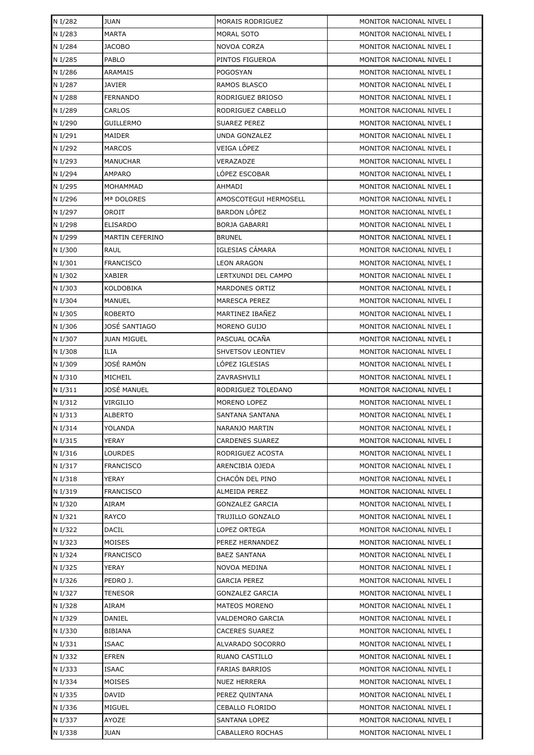| N I/282 | JUAN | MORAIS RODRIGUEZ | MONITOR NACIONAL NIVEL I |
|---|---|---|---|
| N I/283 | MARTA | MORAL SOTO | MONITOR NACIONAL NIVEL I |
| N I/284 | JACOBO | NOVOA CORZA | MONITOR NACIONAL NIVEL I |
| N I/285 | PABLO | PINTOS FIGUEROA | MONITOR NACIONAL NIVEL I |
| N I/286 | ARAMAIS | POGOSYAN | MONITOR NACIONAL NIVEL I |
| N I/287 | JAVIER | RAMOS BLASCO | MONITOR NACIONAL NIVEL I |
| N I/288 | FERNANDO | RODRIGUEZ BRIOSO | MONITOR NACIONAL NIVEL I |
| N I/289 | CARLOS | RODRIGUEZ CABELLO | MONITOR NACIONAL NIVEL I |
| N I/290 | GUILLERMO | SUAREZ PEREZ | MONITOR NACIONAL NIVEL I |
| N I/291 | MAIDER | UNDA GONZALEZ | MONITOR NACIONAL NIVEL I |
| N I/292 | MARCOS | VEIGA LÓPEZ | MONITOR NACIONAL NIVEL I |
| N I/293 | MANUCHAR | VERAZADZE | MONITOR NACIONAL NIVEL I |
| N I/294 | AMPARO | LÓPEZ ESCOBAR | MONITOR NACIONAL NIVEL I |
| N I/295 | MOHAMMAD | AHMADI | MONITOR NACIONAL NIVEL I |
| N I/296 | Mª DOLORES | AMOSCOTEGUI HERMOSELL | MONITOR NACIONAL NIVEL I |
| N I/297 | OROIT | BARDON LÓPEZ | MONITOR NACIONAL NIVEL I |
| N I/298 | ELISARDO | BORJA GABARRI | MONITOR NACIONAL NIVEL I |
| N I/299 | MARTIN CEFERINO | BRUNEL | MONITOR NACIONAL NIVEL I |
| N I/300 | RAUL | IGLESIAS CÁMARA | MONITOR NACIONAL NIVEL I |
| N I/301 | FRANCISCO | LEON ARAGON | MONITOR NACIONAL NIVEL I |
| N I/302 | XABIER | LERTXUNDI DEL CAMPO | MONITOR NACIONAL NIVEL I |
| N I/303 | KOLDOBIKA | MARDONES ORTIZ | MONITOR NACIONAL NIVEL I |
| N I/304 | MANUEL | MARESCA PEREZ | MONITOR NACIONAL NIVEL I |
| N I/305 | ROBERTO | MARTINEZ IBAÑEZ | MONITOR NACIONAL NIVEL I |
| N I/306 | JOSÉ SANTIAGO | MORENO GUIJO | MONITOR NACIONAL NIVEL I |
| N I/307 | JUAN MIGUEL | PASCUAL OCAÑA | MONITOR NACIONAL NIVEL I |
| N I/308 | ILIA | SHVETSOV LEONTIEV | MONITOR NACIONAL NIVEL I |
| N I/309 | JOSÉ RAMÓN | LÓPEZ IGLESIAS | MONITOR NACIONAL NIVEL I |
| N I/310 | MICHEIL | ZAVRASHVILI | MONITOR NACIONAL NIVEL I |
| N I/311 | JOSÉ MANUEL | RODRIGUEZ TOLEDANO | MONITOR NACIONAL NIVEL I |
| N I/312 | VIRGILIO | MORENO LOPEZ | MONITOR NACIONAL NIVEL I |
| N I/313 | ALBERTO | SANTANA SANTANA | MONITOR NACIONAL NIVEL I |
| N I/314 | YOLANDA | NARANJO MARTIN | MONITOR NACIONAL NIVEL I |
| N I/315 | YERAY | CARDENES SUAREZ | MONITOR NACIONAL NIVEL I |
| N I/316 | LOURDES | RODRIGUEZ ACOSTA | MONITOR NACIONAL NIVEL I |
| N I/317 | FRANCISCO | ARENCIBIA OJEDA | MONITOR NACIONAL NIVEL I |
| N I/318 | YERAY | CHACÓN DEL PINO | MONITOR NACIONAL NIVEL I |
| N I/319 | FRANCISCO | ALMEIDA PEREZ | MONITOR NACIONAL NIVEL I |
| N I/320 | AIRAM | GONZALEZ GARCIA | MONITOR NACIONAL NIVEL I |
| N I/321 | RAYCO | TRUJILLO GONZALO | MONITOR NACIONAL NIVEL I |
| N I/322 | DACIL | LOPEZ ORTEGA | MONITOR NACIONAL NIVEL I |
| N I/323 | MOISES | PEREZ HERNANDEZ | MONITOR NACIONAL NIVEL I |
| N I/324 | FRANCISCO | BAEZ SANTANA | MONITOR NACIONAL NIVEL I |
| N I/325 | YERAY | NOVOA MEDINA | MONITOR NACIONAL NIVEL I |
| N I/326 | PEDRO J. | GARCIA PEREZ | MONITOR NACIONAL NIVEL I |
| N I/327 | TENESOR | GONZALEZ GARCIA | MONITOR NACIONAL NIVEL I |
| N I/328 | AIRAM | MATEOS MORENO | MONITOR NACIONAL NIVEL I |
| N I/329 | DANIEL | VALDEMORO GARCIA | MONITOR NACIONAL NIVEL I |
| N I/330 | BIBIANA | CACERES SUAREZ | MONITOR NACIONAL NIVEL I |
| N I/331 | ISAAC | ALVARADO SOCORRO | MONITOR NACIONAL NIVEL I |
| N I/332 | EFREN | RUANO CASTILLO | MONITOR NACIONAL NIVEL I |
| N I/333 | ISAAC | FARIAS BARRIOS | MONITOR NACIONAL NIVEL I |
| N I/334 | MOISES | NUEZ HERRERA | MONITOR NACIONAL NIVEL I |
| N I/335 | DAVID | PEREZ QUINTANA | MONITOR NACIONAL NIVEL I |
| N I/336 | MIGUEL | CEBALLO FLORIDO | MONITOR NACIONAL NIVEL I |
| N I/337 | AYOZE | SANTANA LOPEZ | MONITOR NACIONAL NIVEL I |
| N I/338 | JUAN | CABALLERO ROCHAS | MONITOR NACIONAL NIVEL I |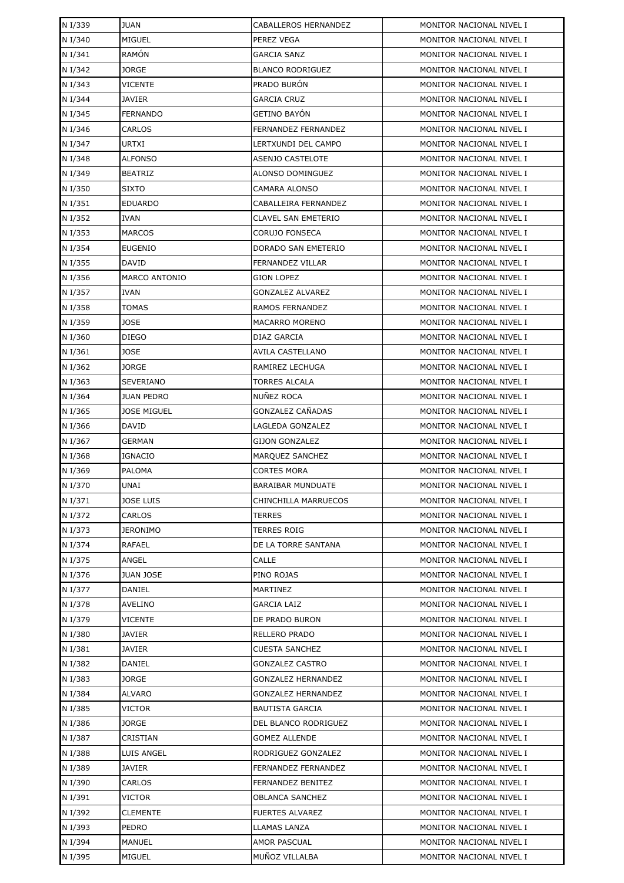| N I/339 | JUAN | CABALLEROS HERNANDEZ | MONITOR NACIONAL NIVEL I |
|---|---|---|---|
| N I/340 | MIGUEL | PEREZ VEGA | MONITOR NACIONAL NIVEL I |
| N I/341 | RAMÓN | GARCIA SANZ | MONITOR NACIONAL NIVEL I |
| N I/342 | JORGE | BLANCO RODRIGUEZ | MONITOR NACIONAL NIVEL I |
| N I/343 | VICENTE | PRADO BURÓN | MONITOR NACIONAL NIVEL I |
| N I/344 | JAVIER | GARCIA CRUZ | MONITOR NACIONAL NIVEL I |
| N I/345 | FERNANDO | GETINO BAYÓN | MONITOR NACIONAL NIVEL I |
| N I/346 | CARLOS | FERNANDEZ FERNANDEZ | MONITOR NACIONAL NIVEL I |
| N I/347 | URTXI | LERTXUNDI DEL CAMPO | MONITOR NACIONAL NIVEL I |
| N I/348 | ALFONSO | ASENJO CASTELOTE | MONITOR NACIONAL NIVEL I |
| N I/349 | BEATRIZ | ALONSO DOMINGUEZ | MONITOR NACIONAL NIVEL I |
| N I/350 | SIXTO | CAMARA ALONSO | MONITOR NACIONAL NIVEL I |
| N I/351 | EDUARDO | CABALLEIRA FERNANDEZ | MONITOR NACIONAL NIVEL I |
| N I/352 | IVAN | CLAVEL SAN EMETERIO | MONITOR NACIONAL NIVEL I |
| N I/353 | MARCOS | CORUJO FONSECA | MONITOR NACIONAL NIVEL I |
| N I/354 | EUGENIO | DORADO SAN EMETERIO | MONITOR NACIONAL NIVEL I |
| N I/355 | DAVID | FERNANDEZ VILLAR | MONITOR NACIONAL NIVEL I |
| N I/356 | MARCO ANTONIO | GION LOPEZ | MONITOR NACIONAL NIVEL I |
| N I/357 | IVAN | GONZALEZ ALVAREZ | MONITOR NACIONAL NIVEL I |
| N I/358 | TOMAS | RAMOS FERNANDEZ | MONITOR NACIONAL NIVEL I |
| N I/359 | JOSE | MACARRO MORENO | MONITOR NACIONAL NIVEL I |
| N I/360 | DIEGO | DIAZ GARCIA | MONITOR NACIONAL NIVEL I |
| N I/361 | JOSE | AVILA CASTELLANO | MONITOR NACIONAL NIVEL I |
| N I/362 | JORGE | RAMIREZ LECHUGA | MONITOR NACIONAL NIVEL I |
| N I/363 | SEVERIANO | TORRES ALCALA | MONITOR NACIONAL NIVEL I |
| N I/364 | JUAN PEDRO | NUÑEZ ROCA | MONITOR NACIONAL NIVEL I |
| N I/365 | JOSE MIGUEL | GONZALEZ CAÑADAS | MONITOR NACIONAL NIVEL I |
| N I/366 | DAVID | LAGLEDA GONZALEZ | MONITOR NACIONAL NIVEL I |
| N I/367 | GERMAN | GIJON GONZALEZ | MONITOR NACIONAL NIVEL I |
| N I/368 | IGNACIO | MARQUEZ SANCHEZ | MONITOR NACIONAL NIVEL I |
| N I/369 | PALOMA | CORTES MORA | MONITOR NACIONAL NIVEL I |
| N I/370 | UNAI | BARAIBAR MUNDUATE | MONITOR NACIONAL NIVEL I |
| N I/371 | JOSE LUIS | CHINCHILLA MARRUECOS | MONITOR NACIONAL NIVEL I |
| N I/372 | CARLOS | TERRES | MONITOR NACIONAL NIVEL I |
| N I/373 | JERONIMO | TERRES ROIG | MONITOR NACIONAL NIVEL I |
| N I/374 | RAFAEL | DE LA TORRE SANTANA | MONITOR NACIONAL NIVEL I |
| N I/375 | ANGEL | CALLE | MONITOR NACIONAL NIVEL I |
| N I/376 | JUAN JOSE | PINO ROJAS | MONITOR NACIONAL NIVEL I |
| N I/377 | DANIEL | MARTINEZ | MONITOR NACIONAL NIVEL I |
| N I/378 | AVELINO | GARCIA LAIZ | MONITOR NACIONAL NIVEL I |
| N I/379 | VICENTE | DE PRADO BURON | MONITOR NACIONAL NIVEL I |
| N I/380 | JAVIER | RELLERO PRADO | MONITOR NACIONAL NIVEL I |
| N I/381 | JAVIER | CUESTA SANCHEZ | MONITOR NACIONAL NIVEL I |
| N I/382 | DANIEL | GONZALEZ CASTRO | MONITOR NACIONAL NIVEL I |
| N I/383 | JORGE | GONZALEZ HERNANDEZ | MONITOR NACIONAL NIVEL I |
| N I/384 | ALVARO | GONZALEZ HERNANDEZ | MONITOR NACIONAL NIVEL I |
| N I/385 | VICTOR | BAUTISTA GARCIA | MONITOR NACIONAL NIVEL I |
| N I/386 | JORGE | DEL BLANCO RODRIGUEZ | MONITOR NACIONAL NIVEL I |
| N I/387 | CRISTIAN | GOMEZ ALLENDE | MONITOR NACIONAL NIVEL I |
| N I/388 | LUIS ANGEL | RODRIGUEZ GONZALEZ | MONITOR NACIONAL NIVEL I |
| N I/389 | JAVIER | FERNANDEZ FERNANDEZ | MONITOR NACIONAL NIVEL I |
| N I/390 | CARLOS | FERNANDEZ BENITEZ | MONITOR NACIONAL NIVEL I |
| N I/391 | VICTOR | OBLANCA SANCHEZ | MONITOR NACIONAL NIVEL I |
| N I/392 | CLEMENTE | FUERTES ALVAREZ | MONITOR NACIONAL NIVEL I |
| N I/393 | PEDRO | LLAMAS LANZA | MONITOR NACIONAL NIVEL I |
| N I/394 | MANUEL | AMOR PASCUAL | MONITOR NACIONAL NIVEL I |
| N I/395 | MIGUEL | MUÑOZ VILLALBA | MONITOR NACIONAL NIVEL I |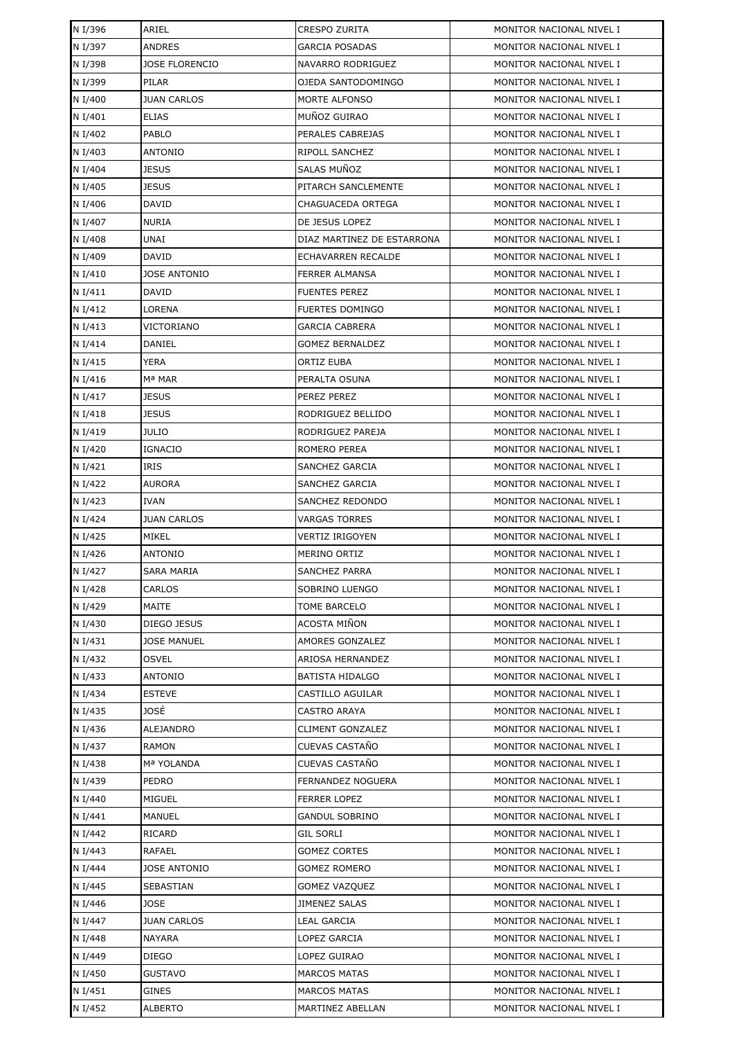| N I/396 | ARIEL | CRESPO ZURITA | MONITOR NACIONAL NIVEL I |
|---|---|---|---|
| N I/397 | ANDRES | GARCIA POSADAS | MONITOR NACIONAL NIVEL I |
| N I/398 | JOSE FLORENCIO | NAVARRO RODRIGUEZ | MONITOR NACIONAL NIVEL I |
| N I/399 | PILAR | OJEDA SANTODOMINGO | MONITOR NACIONAL NIVEL I |
| N I/400 | JUAN CARLOS | MORTE ALFONSO | MONITOR NACIONAL NIVEL I |
| N I/401 | ELIAS | MUÑOZ GUIRAO | MONITOR NACIONAL NIVEL I |
| N I/402 | PABLO | PERALES CABREJAS | MONITOR NACIONAL NIVEL I |
| N I/403 | ANTONIO | RIPOLL SANCHEZ | MONITOR NACIONAL NIVEL I |
| N I/404 | JESUS | SALAS MUÑOZ | MONITOR NACIONAL NIVEL I |
| N I/405 | JESUS | PITARCH SANCLEMENTE | MONITOR NACIONAL NIVEL I |
| N I/406 | DAVID | CHAGUACEDA ORTEGA | MONITOR NACIONAL NIVEL I |
| N I/407 | NURIA | DE JESUS LOPEZ | MONITOR NACIONAL NIVEL I |
| N I/408 | UNAI | DIAZ MARTINEZ DE ESTARRONA | MONITOR NACIONAL NIVEL I |
| N I/409 | DAVID | ECHAVARREN RECALDE | MONITOR NACIONAL NIVEL I |
| N I/410 | JOSE ANTONIO | FERRER ALMANSA | MONITOR NACIONAL NIVEL I |
| N I/411 | DAVID | FUENTES PEREZ | MONITOR NACIONAL NIVEL I |
| N I/412 | LORENA | FUERTES DOMINGO | MONITOR NACIONAL NIVEL I |
| N I/413 | VICTORIANO | GARCIA CABRERA | MONITOR NACIONAL NIVEL I |
| N I/414 | DANIEL | GOMEZ BERNALDEZ | MONITOR NACIONAL NIVEL I |
| N I/415 | YERA | ORTIZ EUBA | MONITOR NACIONAL NIVEL I |
| N I/416 | Mª MAR | PERALTA OSUNA | MONITOR NACIONAL NIVEL I |
| N I/417 | JESUS | PEREZ PEREZ | MONITOR NACIONAL NIVEL I |
| N I/418 | JESUS | RODRIGUEZ BELLIDO | MONITOR NACIONAL NIVEL I |
| N I/419 | JULIO | RODRIGUEZ PAREJA | MONITOR NACIONAL NIVEL I |
| N I/420 | IGNACIO | ROMERO PEREA | MONITOR NACIONAL NIVEL I |
| N I/421 | IRIS | SANCHEZ GARCIA | MONITOR NACIONAL NIVEL I |
| N I/422 | AURORA | SANCHEZ GARCIA | MONITOR NACIONAL NIVEL I |
| N I/423 | IVAN | SANCHEZ REDONDO | MONITOR NACIONAL NIVEL I |
| N I/424 | JUAN CARLOS | VARGAS TORRES | MONITOR NACIONAL NIVEL I |
| N I/425 | MIKEL | VERTIZ IRIGOYEN | MONITOR NACIONAL NIVEL I |
| N I/426 | ANTONIO | MERINO ORTIZ | MONITOR NACIONAL NIVEL I |
| N I/427 | SARA MARIA | SANCHEZ PARRA | MONITOR NACIONAL NIVEL I |
| N I/428 | CARLOS | SOBRINO LUENGO | MONITOR NACIONAL NIVEL I |
| N I/429 | MAITE | TOME BARCELO | MONITOR NACIONAL NIVEL I |
| N I/430 | DIEGO JESUS | ACOSTA MIÑON | MONITOR NACIONAL NIVEL I |
| N I/431 | JOSE MANUEL | AMORES GONZALEZ | MONITOR NACIONAL NIVEL I |
| N I/432 | OSVEL | ARIOSA HERNANDEZ | MONITOR NACIONAL NIVEL I |
| N I/433 | ANTONIO | BATISTA HIDALGO | MONITOR NACIONAL NIVEL I |
| N I/434 | ESTEVE | CASTILLO AGUILAR | MONITOR NACIONAL NIVEL I |
| N I/435 | JOSÉ | CASTRO ARAYA | MONITOR NACIONAL NIVEL I |
| N I/436 | ALEJANDRO | CLIMENT GONZALEZ | MONITOR NACIONAL NIVEL I |
| N I/437 | RAMON | CUEVAS CASTAÑO | MONITOR NACIONAL NIVEL I |
| N I/438 | Mª YOLANDA | CUEVAS CASTAÑO | MONITOR NACIONAL NIVEL I |
| N I/439 | PEDRO | FERNANDEZ NOGUERA | MONITOR NACIONAL NIVEL I |
| N I/440 | MIGUEL | FERRER LOPEZ | MONITOR NACIONAL NIVEL I |
| N I/441 | MANUEL | GANDUL SOBRINO | MONITOR NACIONAL NIVEL I |
| N I/442 | RICARD | GIL SORLI | MONITOR NACIONAL NIVEL I |
| N I/443 | RAFAEL | GOMEZ CORTES | MONITOR NACIONAL NIVEL I |
| N I/444 | JOSE ANTONIO | GOMEZ ROMERO | MONITOR NACIONAL NIVEL I |
| N I/445 | SEBASTIAN | GOMEZ VAZQUEZ | MONITOR NACIONAL NIVEL I |
| N I/446 | JOSE | JIMENEZ SALAS | MONITOR NACIONAL NIVEL I |
| N I/447 | JUAN CARLOS | LEAL GARCIA | MONITOR NACIONAL NIVEL I |
| N I/448 | NAYARA | LOPEZ GARCIA | MONITOR NACIONAL NIVEL I |
| N I/449 | DIEGO | LOPEZ GUIRAO | MONITOR NACIONAL NIVEL I |
| N I/450 | GUSTAVO | MARCOS MATAS | MONITOR NACIONAL NIVEL I |
| N I/451 | GINES | MARCOS MATAS | MONITOR NACIONAL NIVEL I |
| N I/452 | ALBERTO | MARTINEZ ABELLAN | MONITOR NACIONAL NIVEL I |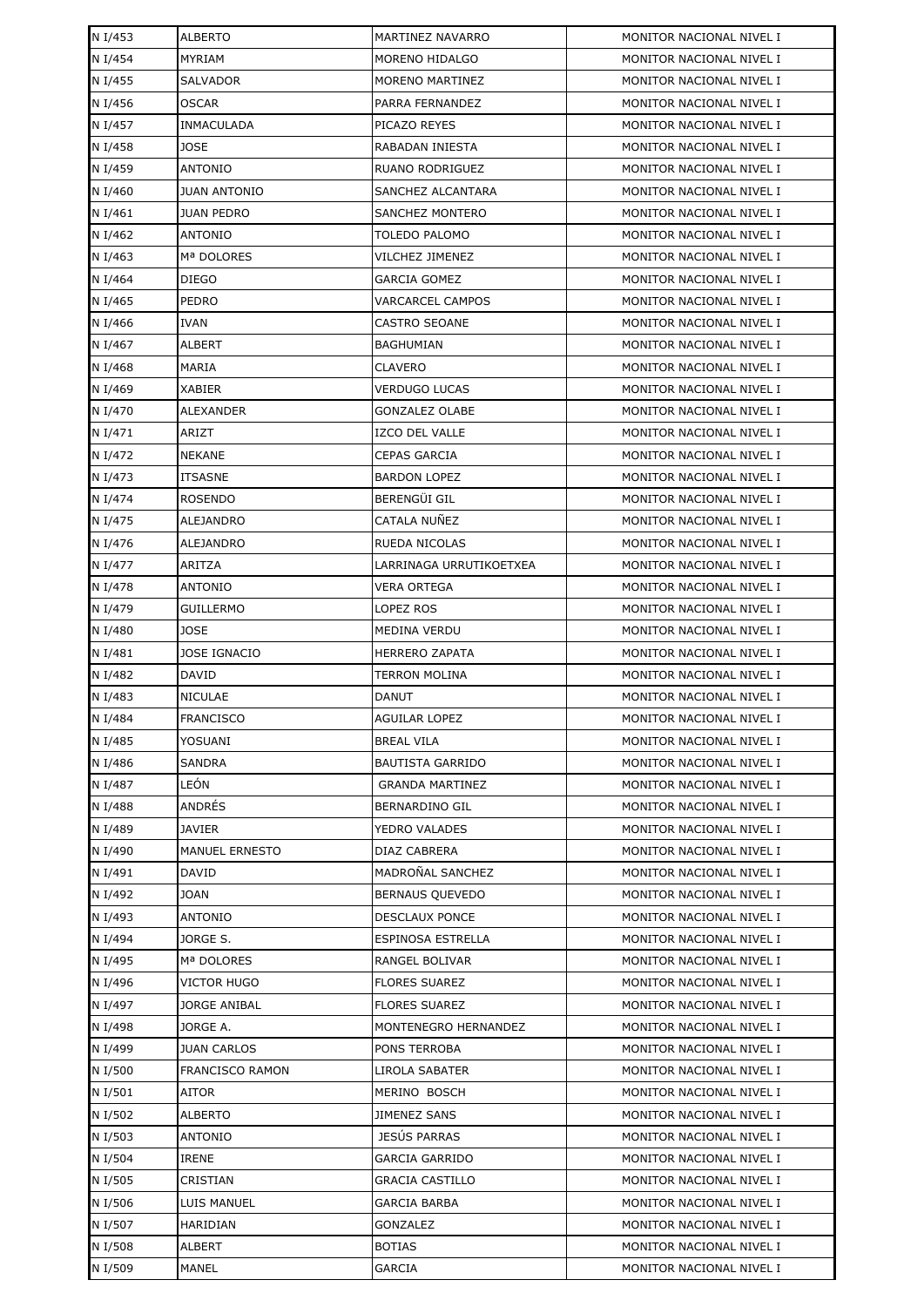| N I/453 | ALBERTO | MARTINEZ NAVARRO | MONITOR NACIONAL NIVEL I |
|---|---|---|---|
| N I/454 | MYRIAM | MORENO HIDALGO | MONITOR NACIONAL NIVEL I |
| N I/455 | SALVADOR | MORENO MARTINEZ | MONITOR NACIONAL NIVEL I |
| N I/456 | OSCAR | PARRA FERNANDEZ | MONITOR NACIONAL NIVEL I |
| N I/457 | INMACULADA | PICAZO REYES | MONITOR NACIONAL NIVEL I |
| N I/458 | JOSE | RABADAN INIESTA | MONITOR NACIONAL NIVEL I |
| N I/459 | ANTONIO | RUANO RODRIGUEZ | MONITOR NACIONAL NIVEL I |
| N I/460 | JUAN ANTONIO | SANCHEZ ALCANTARA | MONITOR NACIONAL NIVEL I |
| N I/461 | JUAN PEDRO | SANCHEZ MONTERO | MONITOR NACIONAL NIVEL I |
| N I/462 | ANTONIO | TOLEDO PALOMO | MONITOR NACIONAL NIVEL I |
| N I/463 | Mª DOLORES | VILCHEZ JIMENEZ | MONITOR NACIONAL NIVEL I |
| N I/464 | DIEGO | GARCIA GOMEZ | MONITOR NACIONAL NIVEL I |
| N I/465 | PEDRO | VARCARCEL CAMPOS | MONITOR NACIONAL NIVEL I |
| N I/466 | IVAN | CASTRO SEOANE | MONITOR NACIONAL NIVEL I |
| N I/467 | ALBERT | BAGHUMIAN | MONITOR NACIONAL NIVEL I |
| N I/468 | MARIA | CLAVERO | MONITOR NACIONAL NIVEL I |
| N I/469 | XABIER | VERDUGO LUCAS | MONITOR NACIONAL NIVEL I |
| N I/470 | ALEXANDER | GONZALEZ OLABE | MONITOR NACIONAL NIVEL I |
| N I/471 | ARIZT | IZCO DEL VALLE | MONITOR NACIONAL NIVEL I |
| N I/472 | NEKANE | CEPAS GARCIA | MONITOR NACIONAL NIVEL I |
| N I/473 | ITSASNE | BARDON LOPEZ | MONITOR NACIONAL NIVEL I |
| N I/474 | ROSENDO | BERENGÜI GIL | MONITOR NACIONAL NIVEL I |
| N I/475 | ALEJANDRO | CATALA NUÑEZ | MONITOR NACIONAL NIVEL I |
| N I/476 | ALEJANDRO | RUEDA NICOLAS | MONITOR NACIONAL NIVEL I |
| N I/477 | ARITZA | LARRINAGA URRUTIKOETXEA | MONITOR NACIONAL NIVEL I |
| N I/478 | ANTONIO | VERA ORTEGA | MONITOR NACIONAL NIVEL I |
| N I/479 | GUILLERMO | LOPEZ ROS | MONITOR NACIONAL NIVEL I |
| N I/480 | JOSE | MEDINA VERDU | MONITOR NACIONAL NIVEL I |
| N I/481 | JOSE IGNACIO | HERRERO ZAPATA | MONITOR NACIONAL NIVEL I |
| N I/482 | DAVID | TERRON MOLINA | MONITOR NACIONAL NIVEL I |
| N I/483 | NICULAE | DANUT | MONITOR NACIONAL NIVEL I |
| N I/484 | FRANCISCO | AGUILAR LOPEZ | MONITOR NACIONAL NIVEL I |
| N I/485 | YOSUANI | BREAL VILA | MONITOR NACIONAL NIVEL I |
| N I/486 | SANDRA | BAUTISTA GARRIDO | MONITOR NACIONAL NIVEL I |
| N I/487 | LEÓN | GRANDA MARTINEZ | MONITOR NACIONAL NIVEL I |
| N I/488 | ANDRÉS | BERNARDINO GIL | MONITOR NACIONAL NIVEL I |
| N I/489 | JAVIER | YEDRO VALADES | MONITOR NACIONAL NIVEL I |
| N I/490 | MANUEL ERNESTO | DIAZ CABRERA | MONITOR NACIONAL NIVEL I |
| N I/491 | DAVID | MADROÑAL SANCHEZ | MONITOR NACIONAL NIVEL I |
| N I/492 | JOAN | BERNAUS QUEVEDO | MONITOR NACIONAL NIVEL I |
| N I/493 | ANTONIO | DESCLAUX PONCE | MONITOR NACIONAL NIVEL I |
| N I/494 | JORGE S. | ESPINOSA ESTRELLA | MONITOR NACIONAL NIVEL I |
| N I/495 | Mª DOLORES | RANGEL BOLIVAR | MONITOR NACIONAL NIVEL I |
| N I/496 | VICTOR HUGO | FLORES SUAREZ | MONITOR NACIONAL NIVEL I |
| N I/497 | JORGE ANIBAL | FLORES SUAREZ | MONITOR NACIONAL NIVEL I |
| N I/498 | JORGE A. | MONTENEGRO HERNANDEZ | MONITOR NACIONAL NIVEL I |
| N I/499 | JUAN CARLOS | PONS TERROBA | MONITOR NACIONAL NIVEL I |
| N I/500 | FRANCISCO RAMON | LIROLA SABATER | MONITOR NACIONAL NIVEL I |
| N I/501 | AITOR | MERINO BOSCH | MONITOR NACIONAL NIVEL I |
| N I/502 | ALBERTO | JIMENEZ SANS | MONITOR NACIONAL NIVEL I |
| N I/503 | ANTONIO | JESÚS PARRAS | MONITOR NACIONAL NIVEL I |
| N I/504 | IRENE | GARCIA GARRIDO | MONITOR NACIONAL NIVEL I |
| N I/505 | CRISTIAN | GRACIA CASTILLO | MONITOR NACIONAL NIVEL I |
| N I/506 | LUIS MANUEL | GARCIA BARBA | MONITOR NACIONAL NIVEL I |
| N I/507 | HARIDIAN | GONZALEZ | MONITOR NACIONAL NIVEL I |
| N I/508 | ALBERT | BOTIAS | MONITOR NACIONAL NIVEL I |
| N I/509 | MANEL | GARCIA | MONITOR NACIONAL NIVEL I |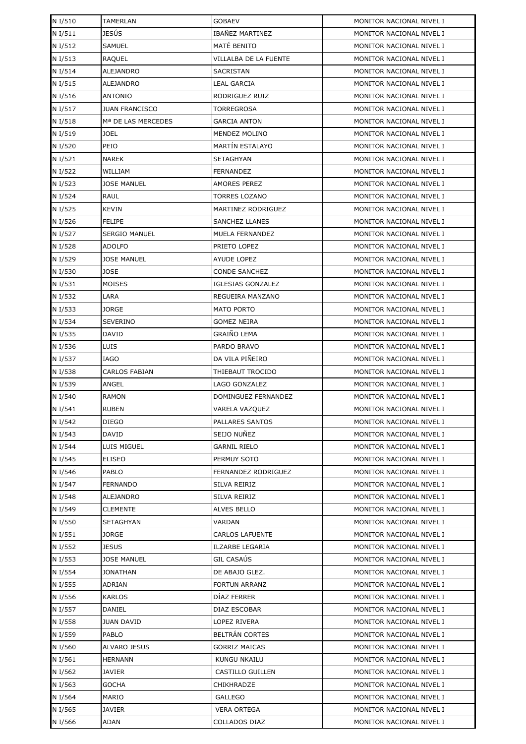| N I/510 | TAMERLAN | GOBAEV | MONITOR NACIONAL NIVEL I |
|---|---|---|---|
| N I/511 | JESÚS | IBAÑEZ MARTINEZ | MONITOR NACIONAL NIVEL I |
| N I/512 | SAMUEL | MATÉ BENITO | MONITOR NACIONAL NIVEL I |
| N I/513 | RAQUEL | VILLALBA DE LA FUENTE | MONITOR NACIONAL NIVEL I |
| N I/514 | ALEJANDRO | SACRISTAN | MONITOR NACIONAL NIVEL I |
| N I/515 | ALEJANDRO | LEAL GARCIA | MONITOR NACIONAL NIVEL I |
| N I/516 | ANTONIO | RODRIGUEZ RUIZ | MONITOR NACIONAL NIVEL I |
| N I/517 | JUAN FRANCISCO | TORREGROSA | MONITOR NACIONAL NIVEL I |
| N I/518 | Mª DE LAS MERCEDES | GARCIA ANTON | MONITOR NACIONAL NIVEL I |
| N I/519 | JOEL | MENDEZ MOLINO | MONITOR NACIONAL NIVEL I |
| N I/520 | PEIO | MARTÍN ESTALAYO | MONITOR NACIONAL NIVEL I |
| N I/521 | NAREK | SETAGHYAN | MONITOR NACIONAL NIVEL I |
| N I/522 | WILLIAM | FERNANDEZ | MONITOR NACIONAL NIVEL I |
| N I/523 | JOSE MANUEL | AMORES PEREZ | MONITOR NACIONAL NIVEL I |
| N I/524 | RAUL | TORRES LOZANO | MONITOR NACIONAL NIVEL I |
| N I/525 | KEVIN | MARTINEZ RODRIGUEZ | MONITOR NACIONAL NIVEL I |
| N I/526 | FELIPE | SANCHEZ LLANES | MONITOR NACIONAL NIVEL I |
| N I/527 | SERGIO MANUEL | MUELA FERNANDEZ | MONITOR NACIONAL NIVEL I |
| N I/528 | ADOLFO | PRIETO LOPEZ | MONITOR NACIONAL NIVEL I |
| N I/529 | JOSE MANUEL | AYUDE LOPEZ | MONITOR NACIONAL NIVEL I |
| N I/530 | JOSE | CONDE SANCHEZ | MONITOR NACIONAL NIVEL I |
| N I/531 | MOISES | IGLESIAS GONZALEZ | MONITOR NACIONAL NIVEL I |
| N I/532 | LARA | REGUEIRA MANZANO | MONITOR NACIONAL NIVEL I |
| N I/533 | JORGE | MATO PORTO | MONITOR NACIONAL NIVEL I |
| N I/534 | SEVERINO | GOMEZ NEIRA | MONITOR NACIONAL NIVEL I |
| N I/535 | DAVID | GRAIÑO LEMA | MONITOR NACIONAL NIVEL I |
| N I/536 | LUIS | PARDO BRAVO | MONITOR NACIONAL NIVEL I |
| N I/537 | IAGO | DA VILA PIÑEIRO | MONITOR NACIONAL NIVEL I |
| N I/538 | CARLOS FABIAN | THIEBAUT TROCIDO | MONITOR NACIONAL NIVEL I |
| N I/539 | ANGEL | LAGO GONZALEZ | MONITOR NACIONAL NIVEL I |
| N I/540 | RAMON | DOMINGUEZ FERNANDEZ | MONITOR NACIONAL NIVEL I |
| N I/541 | RUBEN | VARELA VAZQUEZ | MONITOR NACIONAL NIVEL I |
| N I/542 | DIEGO | PALLARES SANTOS | MONITOR NACIONAL NIVEL I |
| N I/543 | DAVID | SEIJO NUÑEZ | MONITOR NACIONAL NIVEL I |
| N I/544 | LUIS MIGUEL | GARNIL RIELO | MONITOR NACIONAL NIVEL I |
| N I/545 | ELISEO | PERMUY SOTO | MONITOR NACIONAL NIVEL I |
| N I/546 | PABLO | FERNANDEZ RODRIGUEZ | MONITOR NACIONAL NIVEL I |
| N I/547 | FERNANDO | SILVA REIRIZ | MONITOR NACIONAL NIVEL I |
| N I/548 | ALEJANDRO | SILVA REIRIZ | MONITOR NACIONAL NIVEL I |
| N I/549 | CLEMENTE | ALVES BELLO | MONITOR NACIONAL NIVEL I |
| N I/550 | SETAGHYAN | VARDAN | MONITOR NACIONAL NIVEL I |
| N I/551 | JORGE | CARLOS LAFUENTE | MONITOR NACIONAL NIVEL I |
| N I/552 | JESUS | ILZARBE LEGARIA | MONITOR NACIONAL NIVEL I |
| N I/553 | JOSE MANUEL | GIL CASAÚS | MONITOR NACIONAL NIVEL I |
| N I/554 | JONATHAN | DE ABAJO GLEZ. | MONITOR NACIONAL NIVEL I |
| N I/555 | ADRIAN | FORTUN ARRANZ | MONITOR NACIONAL NIVEL I |
| N I/556 | KARLOS | DÍAZ FERRER | MONITOR NACIONAL NIVEL I |
| N I/557 | DANIEL | DIAZ ESCOBAR | MONITOR NACIONAL NIVEL I |
| N I/558 | JUAN DAVID | LOPEZ RIVERA | MONITOR NACIONAL NIVEL I |
| N I/559 | PABLO | BELTRÁN CORTES | MONITOR NACIONAL NIVEL I |
| N I/560 | ALVARO JESUS | GORRIZ MAICAS | MONITOR NACIONAL NIVEL I |
| N I/561 | HERNANN | KUNGU NKAILU | MONITOR NACIONAL NIVEL I |
| N I/562 | JAVIER | CASTILLO GUILLEN | MONITOR NACIONAL NIVEL I |
| N I/563 | GOCHA | CHIKHRADZE | MONITOR NACIONAL NIVEL I |
| N I/564 | MARIO | GALLEGO | MONITOR NACIONAL NIVEL I |
| N I/565 | JAVIER | VERA ORTEGA | MONITOR NACIONAL NIVEL I |
| N I/566 | ADAN | COLLADOS DIAZ | MONITOR NACIONAL NIVEL I |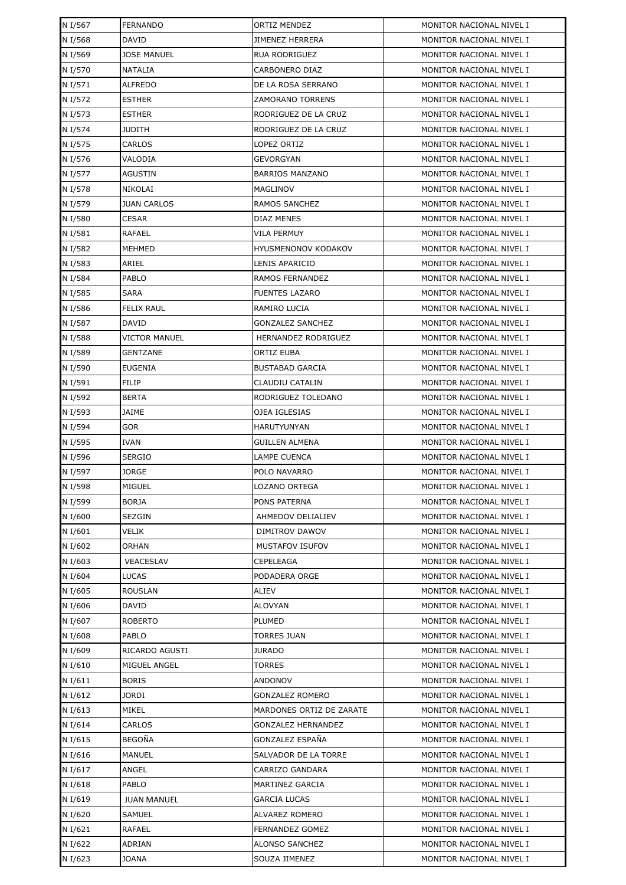| N I/567 | FERNANDO | ORTIZ MENDEZ | MONITOR NACIONAL NIVEL I |
|---|---|---|---|
| N I/568 | DAVID | JIMENEZ HERRERA | MONITOR NACIONAL NIVEL I |
| N I/569 | JOSE MANUEL | RUA RODRIGUEZ | MONITOR NACIONAL NIVEL I |
| N I/570 | NATALIA | CARBONERO DIAZ | MONITOR NACIONAL NIVEL I |
| N I/571 | ALFREDO | DE LA ROSA SERRANO | MONITOR NACIONAL NIVEL I |
| N I/572 | ESTHER | ZAMORANO TORRENS | MONITOR NACIONAL NIVEL I |
| N I/573 | ESTHER | RODRIGUEZ DE LA CRUZ | MONITOR NACIONAL NIVEL I |
| N I/574 | JUDITH | RODRIGUEZ DE LA CRUZ | MONITOR NACIONAL NIVEL I |
| N I/575 | CARLOS | LOPEZ ORTIZ | MONITOR NACIONAL NIVEL I |
| N I/576 | VALODIA | GEVORGYAN | MONITOR NACIONAL NIVEL I |
| N I/577 | AGUSTIN | BARRIOS MANZANO | MONITOR NACIONAL NIVEL I |
| N I/578 | NIKOLAI | MAGLINOV | MONITOR NACIONAL NIVEL I |
| N I/579 | JUAN CARLOS | RAMOS SANCHEZ | MONITOR NACIONAL NIVEL I |
| N I/580 | CESAR | DIAZ MENES | MONITOR NACIONAL NIVEL I |
| N I/581 | RAFAEL | VILA PERMUY | MONITOR NACIONAL NIVEL I |
| N I/582 | MEHMED | HYUSMENONOV KODAKOV | MONITOR NACIONAL NIVEL I |
| N I/583 | ARIEL | LENIS APARICIO | MONITOR NACIONAL NIVEL I |
| N I/584 | PABLO | RAMOS FERNANDEZ | MONITOR NACIONAL NIVEL I |
| N I/585 | SARA | FUENTES LAZARO | MONITOR NACIONAL NIVEL I |
| N I/586 | FELIX RAUL | RAMIRO LUCIA | MONITOR NACIONAL NIVEL I |
| N I/587 | DAVID | GONZALEZ SANCHEZ | MONITOR NACIONAL NIVEL I |
| N I/588 | VICTOR MANUEL | HERNANDEZ RODRIGUEZ | MONITOR NACIONAL NIVEL I |
| N I/589 | GENTZANE | ORTIZ EUBA | MONITOR NACIONAL NIVEL I |
| N I/590 | EUGENIA | BUSTABAD GARCIA | MONITOR NACIONAL NIVEL I |
| N I/591 | FILIP | CLAUDIU CATALIN | MONITOR NACIONAL NIVEL I |
| N I/592 | BERTA | RODRIGUEZ TOLEDANO | MONITOR NACIONAL NIVEL I |
| N I/593 | JAIME | OJEA IGLESIAS | MONITOR NACIONAL NIVEL I |
| N I/594 | GOR | HARUTYUNYAN | MONITOR NACIONAL NIVEL I |
| N I/595 | IVAN | GUILLEN ALMENA | MONITOR NACIONAL NIVEL I |
| N I/596 | SERGIO | LAMPE CUENCA | MONITOR NACIONAL NIVEL I |
| N I/597 | JORGE | POLO NAVARRO | MONITOR NACIONAL NIVEL I |
| N I/598 | MIGUEL | LOZANO ORTEGA | MONITOR NACIONAL NIVEL I |
| N I/599 | BORJA | PONS PATERNA | MONITOR NACIONAL NIVEL I |
| N I/600 | SEZGIN | AHMEDOV DELIALIEV | MONITOR NACIONAL NIVEL I |
| N I/601 | VELIK | DIMITROV DAWOV | MONITOR NACIONAL NIVEL I |
| N I/602 | ORHAN | MUSTAFOV ISUFOV | MONITOR NACIONAL NIVEL I |
| N I/603 | VEACESLAV | CEPELEAGA | MONITOR NACIONAL NIVEL I |
| N I/604 | LUCAS | PODADERA ORGE | MONITOR NACIONAL NIVEL I |
| N I/605 | ROUSLAN | ALIEV | MONITOR NACIONAL NIVEL I |
| N I/606 | DAVID | ALOVYAN | MONITOR NACIONAL NIVEL I |
| N I/607 | ROBERTO | PLUMED | MONITOR NACIONAL NIVEL I |
| N I/608 | PABLO | TORRES JUAN | MONITOR NACIONAL NIVEL I |
| N I/609 | RICARDO AGUSTI | JURADO | MONITOR NACIONAL NIVEL I |
| N I/610 | MIGUEL ANGEL | TORRES | MONITOR NACIONAL NIVEL I |
| N I/611 | BORIS | ANDONOV | MONITOR NACIONAL NIVEL I |
| N I/612 | JORDI | GONZALEZ ROMERO | MONITOR NACIONAL NIVEL I |
| N I/613 | MIKEL | MARDONES ORTIZ DE ZARATE | MONITOR NACIONAL NIVEL I |
| N I/614 | CARLOS | GONZALEZ HERNANDEZ | MONITOR NACIONAL NIVEL I |
| N I/615 | BEGOÑA | GONZALEZ ESPAÑA | MONITOR NACIONAL NIVEL I |
| N I/616 | MANUEL | SALVADOR DE LA TORRE | MONITOR NACIONAL NIVEL I |
| N I/617 | ANGEL | CARRIZO GANDARA | MONITOR NACIONAL NIVEL I |
| N I/618 | PABLO | MARTINEZ GARCIA | MONITOR NACIONAL NIVEL I |
| N I/619 | JUAN MANUEL | GARCIA LUCAS | MONITOR NACIONAL NIVEL I |
| N I/620 | SAMUEL | ALVAREZ ROMERO | MONITOR NACIONAL NIVEL I |
| N I/621 | RAFAEL | FERNANDEZ GOMEZ | MONITOR NACIONAL NIVEL I |
| N I/622 | ADRIAN | ALONSO SANCHEZ | MONITOR NACIONAL NIVEL I |
| N I/623 | JOANA | SOUZA JIMENEZ | MONITOR NACIONAL NIVEL I |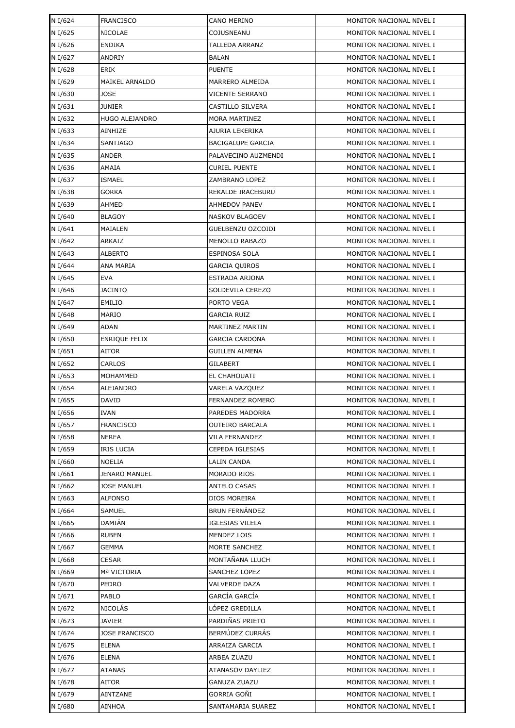| | | | |
|---|---|---|---|
| N I/624 | FRANCISCO | CANO MERINO | MONITOR NACIONAL NIVEL I |
| N I/625 | NICOLAE | COJUSNEANU | MONITOR NACIONAL NIVEL I |
| N I/626 | ENDIKA | TALLEDA ARRANZ | MONITOR NACIONAL NIVEL I |
| N I/627 | ANDRIY | BALAN | MONITOR NACIONAL NIVEL I |
| N I/628 | ERIK | PUENTE | MONITOR NACIONAL NIVEL I |
| N I/629 | MAIKEL ARNALDO | MARRERO ALMEIDA | MONITOR NACIONAL NIVEL I |
| N I/630 | JOSE | VICENTE SERRANO | MONITOR NACIONAL NIVEL I |
| N I/631 | JUNIER | CASTILLO SILVERA | MONITOR NACIONAL NIVEL I |
| N I/632 | HUGO ALEJANDRO | MORA MARTINEZ | MONITOR NACIONAL NIVEL I |
| N I/633 | AINHIZE | AJURIA LEKERIKA | MONITOR NACIONAL NIVEL I |
| N I/634 | SANTIAGO | BACIGALUPE GARCIA | MONITOR NACIONAL NIVEL I |
| N I/635 | ANDER | PALAVECINO AUZMENDI | MONITOR NACIONAL NIVEL I |
| N I/636 | AMAIA | CURIEL PUENTE | MONITOR NACIONAL NIVEL I |
| N I/637 | ISMAEL | ZAMBRANO LOPEZ | MONITOR NACIONAL NIVEL I |
| N I/638 | GORKA | REKALDE IRACEBURU | MONITOR NACIONAL NIVEL I |
| N I/639 | AHMED | AHMEDOV PANEV | MONITOR NACIONAL NIVEL I |
| N I/640 | BLAGOY | NASKOV BLAGOEV | MONITOR NACIONAL NIVEL I |
| N I/641 | MAIALEN | GUELBENZU OZCOIDI | MONITOR NACIONAL NIVEL I |
| N I/642 | ARKAIZ | MENOLLO RABAZO | MONITOR NACIONAL NIVEL I |
| N I/643 | ALBERTO | ESPINOSA SOLA | MONITOR NACIONAL NIVEL I |
| N I/644 | ANA MARIA | GARCIA QUIROS | MONITOR NACIONAL NIVEL I |
| N I/645 | EVA | ESTRADA ARJONA | MONITOR NACIONAL NIVEL I |
| N I/646 | JACINTO | SOLDEVILA CEREZO | MONITOR NACIONAL NIVEL I |
| N I/647 | EMILIO | PORTO VEGA | MONITOR NACIONAL NIVEL I |
| N I/648 | MARIO | GARCIA RUIZ | MONITOR NACIONAL NIVEL I |
| N I/649 | ADAN | MARTINEZ MARTIN | MONITOR NACIONAL NIVEL I |
| N I/650 | ENRIQUE FELIX | GARCIA CARDONA | MONITOR NACIONAL NIVEL I |
| N I/651 | AITOR | GUILLEN ALMENA | MONITOR NACIONAL NIVEL I |
| N I/652 | CARLOS | GILABERT | MONITOR NACIONAL NIVEL I |
| N I/653 | MOHAMMED | EL CHAHOUATI | MONITOR NACIONAL NIVEL I |
| N I/654 | ALEJANDRO | VARELA VAZQUEZ | MONITOR NACIONAL NIVEL I |
| N I/655 | DAVID | FERNANDEZ ROMERO | MONITOR NACIONAL NIVEL I |
| N I/656 | IVAN | PAREDES MADORRA | MONITOR NACIONAL NIVEL I |
| N I/657 | FRANCISCO | OUTEIRO BARCALA | MONITOR NACIONAL NIVEL I |
| N I/658 | NEREA | VILA FERNANDEZ | MONITOR NACIONAL NIVEL I |
| N I/659 | IRIS LUCIA | CEPEDA IGLESIAS | MONITOR NACIONAL NIVEL I |
| N I/660 | NOELIA | LALIN CANDA | MONITOR NACIONAL NIVEL I |
| N I/661 | JENARO MANUEL | MORADO RIOS | MONITOR NACIONAL NIVEL I |
| N I/662 | JOSE MANUEL | ANTELO CASAS | MONITOR NACIONAL NIVEL I |
| N I/663 | ALFONSO | DIOS MOREIRA | MONITOR NACIONAL NIVEL I |
| N I/664 | SAMUEL | BRUN FERNÁNDEZ | MONITOR NACIONAL NIVEL I |
| N I/665 | DAMIÁN | IGLESIAS VILELA | MONITOR NACIONAL NIVEL I |
| N I/666 | RUBEN | MENDEZ LOIS | MONITOR NACIONAL NIVEL I |
| N I/667 | GEMMA | MORTE SANCHEZ | MONITOR NACIONAL NIVEL I |
| N I/668 | CESAR | MONTAÑANA LLUCH | MONITOR NACIONAL NIVEL I |
| N I/669 | Mª VICTORIA | SANCHEZ LOPEZ | MONITOR NACIONAL NIVEL I |
| N I/670 | PEDRO | VALVERDE DAZA | MONITOR NACIONAL NIVEL I |
| N I/671 | PABLO | GARCÍA GARCÍA | MONITOR NACIONAL NIVEL I |
| N I/672 | NICOLÁS | LÓPEZ GREDILLA | MONITOR NACIONAL NIVEL I |
| N I/673 | JAVIER | PARDIÑAS PRIETO | MONITOR NACIONAL NIVEL I |
| N I/674 | JOSE FRANCISCO | BERMÚDEZ CURRÁS | MONITOR NACIONAL NIVEL I |
| N I/675 | ELENA | ARRAIZA GARCIA | MONITOR NACIONAL NIVEL I |
| N I/676 | ELENA | ARBEA ZUAZU | MONITOR NACIONAL NIVEL I |
| N I/677 | ATANAS | ATANASOV DAYLIEZ | MONITOR NACIONAL NIVEL I |
| N I/678 | AITOR | GANUZA ZUAZU | MONITOR NACIONAL NIVEL I |
| N I/679 | AINTZANE | GORRIA GOÑI | MONITOR NACIONAL NIVEL I |
| N I/680 | AINHOA | SANTAMARIA SUAREZ | MONITOR NACIONAL NIVEL I |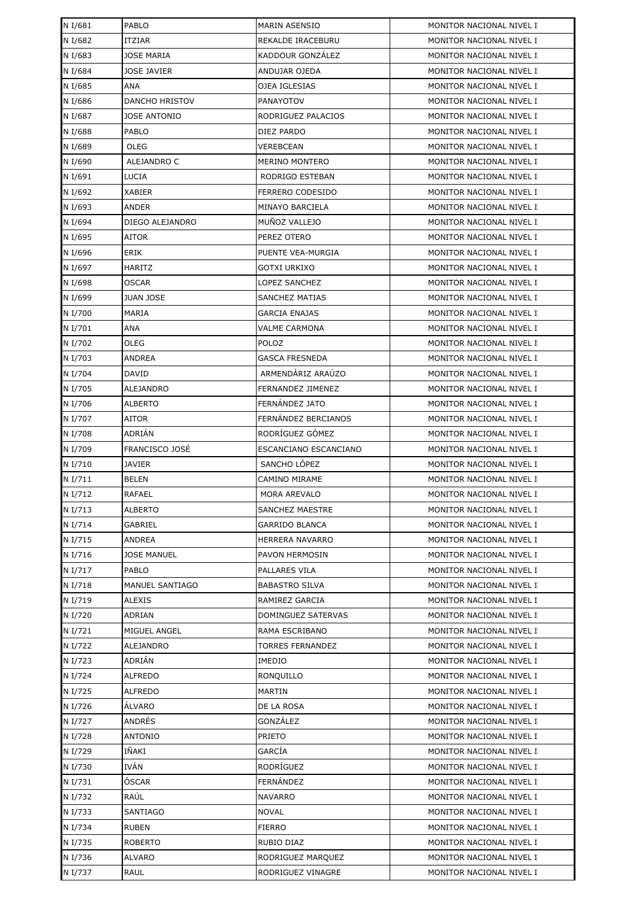| N I/681 | PABLO | MARIN ASENSIO | MONITOR NACIONAL NIVEL I |
|---|---|---|---|
| N I/682 | ITZIAR | REKALDE IRACEBURU | MONITOR NACIONAL NIVEL I |
| N I/683 | JOSE MARIA | KADDOUR GONZÁLEZ | MONITOR NACIONAL NIVEL I |
| N I/684 | JOSE JAVIER | ANDUJAR OJEDA | MONITOR NACIONAL NIVEL I |
| N I/685 | ANA | OJEA IGLESIAS | MONITOR NACIONAL NIVEL I |
| N I/686 | DANCHO HRISTOV | PANAYOTOV | MONITOR NACIONAL NIVEL I |
| N I/687 | JOSE ANTONIO | RODRIGUEZ PALACIOS | MONITOR NACIONAL NIVEL I |
| N I/688 | PABLO | DIEZ PARDO | MONITOR NACIONAL NIVEL I |
| N I/689 | OLEG | VEREBCEAN | MONITOR NACIONAL NIVEL I |
| N I/690 | ALEJANDRO C | MERINO MONTERO | MONITOR NACIONAL NIVEL I |
| N I/691 | LUCIA | RODRIGO ESTEBAN | MONITOR NACIONAL NIVEL I |
| N I/692 | XABIER | FERRERO CODESIDO | MONITOR NACIONAL NIVEL I |
| N I/693 | ANDER | MINAYO BARCIELA | MONITOR NACIONAL NIVEL I |
| N I/694 | DIEGO ALEJANDRO | MUÑOZ VALLEJO | MONITOR NACIONAL NIVEL I |
| N I/695 | AITOR | PEREZ OTERO | MONITOR NACIONAL NIVEL I |
| N I/696 | ERIK | PUENTE VEA-MURGIA | MONITOR NACIONAL NIVEL I |
| N I/697 | HARITZ | GOTXI URKIXO | MONITOR NACIONAL NIVEL I |
| N I/698 | OSCAR | LOPEZ SANCHEZ | MONITOR NACIONAL NIVEL I |
| N I/699 | JUAN JOSE | SANCHEZ MATIAS | MONITOR NACIONAL NIVEL I |
| N I/700 | MARIA | GARCIA ENAJAS | MONITOR NACIONAL NIVEL I |
| N I/701 | ANA | VALME CARMONA | MONITOR NACIONAL NIVEL I |
| N I/702 | OLEG | POLOZ | MONITOR NACIONAL NIVEL I |
| N I/703 | ANDREA | GASCA FRESNEDA | MONITOR NACIONAL NIVEL I |
| N I/704 | DAVID | ARMENDÁRIZ ARAÚZO | MONITOR NACIONAL NIVEL I |
| N I/705 | ALEJANDRO | FERNANDEZ JIMENEZ | MONITOR NACIONAL NIVEL I |
| N I/706 | ALBERTO | FERNÁNDEZ JATO | MONITOR NACIONAL NIVEL I |
| N I/707 | AITOR | FERNÁNDEZ BERCIANOS | MONITOR NACIONAL NIVEL I |
| N I/708 | ADRIÁN | RODRÍGUEZ GÓMEZ | MONITOR NACIONAL NIVEL I |
| N I/709 | FRANCISCO JOSÉ | ESCANCIANO ESCANCIANO | MONITOR NACIONAL NIVEL I |
| N I/710 | JAVIER | SANCHO LÓPEZ | MONITOR NACIONAL NIVEL I |
| N I/711 | BELEN | CAMINO MIRAME | MONITOR NACIONAL NIVEL I |
| N I/712 | RAFAEL | MORA AREVALO | MONITOR NACIONAL NIVEL I |
| N I/713 | ALBERTO | SANCHEZ MAESTRE | MONITOR NACIONAL NIVEL I |
| N I/714 | GABRIEL | GARRIDO BLANCA | MONITOR NACIONAL NIVEL I |
| N I/715 | ANDREA | HERRERA NAVARRO | MONITOR NACIONAL NIVEL I |
| N I/716 | JOSE MANUEL | PAVON HERMOSIN | MONITOR NACIONAL NIVEL I |
| N I/717 | PABLO | PALLARES VILA | MONITOR NACIONAL NIVEL I |
| N I/718 | MANUEL SANTIAGO | BABASTRO SILVA | MONITOR NACIONAL NIVEL I |
| N I/719 | ALEXIS | RAMIREZ GARCIA | MONITOR NACIONAL NIVEL I |
| N I/720 | ADRIAN | DOMINGUEZ SATERVAS | MONITOR NACIONAL NIVEL I |
| N I/721 | MIGUEL ANGEL | RAMA ESCRIBANO | MONITOR NACIONAL NIVEL I |
| N I/722 | ALEJANDRO | TORRES FERNANDEZ | MONITOR NACIONAL NIVEL I |
| N I/723 | ADRIÁN | IMEDIO | MONITOR NACIONAL NIVEL I |
| N I/724 | ALFREDO | RONQUILLO | MONITOR NACIONAL NIVEL I |
| N I/725 | ALFREDO | MARTIN | MONITOR NACIONAL NIVEL I |
| N I/726 | ÁLVARO | DE LA ROSA | MONITOR NACIONAL NIVEL I |
| N I/727 | ANDRÉS | GONZÁLEZ | MONITOR NACIONAL NIVEL I |
| N I/728 | ANTONIO | PRIETO | MONITOR NACIONAL NIVEL I |
| N I/729 | IÑAKI | GARCÍA | MONITOR NACIONAL NIVEL I |
| N I/730 | IVÁN | RODRÍGUEZ | MONITOR NACIONAL NIVEL I |
| N I/731 | ÓSCAR | FERNÁNDEZ | MONITOR NACIONAL NIVEL I |
| N I/732 | RAÚL | NAVARRO | MONITOR NACIONAL NIVEL I |
| N I/733 | SANTIAGO | NOVAL | MONITOR NACIONAL NIVEL I |
| N I/734 | RUBEN | FIERRO | MONITOR NACIONAL NIVEL I |
| N I/735 | ROBERTO | RUBIO DIAZ | MONITOR NACIONAL NIVEL I |
| N I/736 | ALVARO | RODRIGUEZ MARQUEZ | MONITOR NACIONAL NIVEL I |
| N I/737 | RAUL | RODRIGUEZ VINAGRE | MONITOR NACIONAL NIVEL I |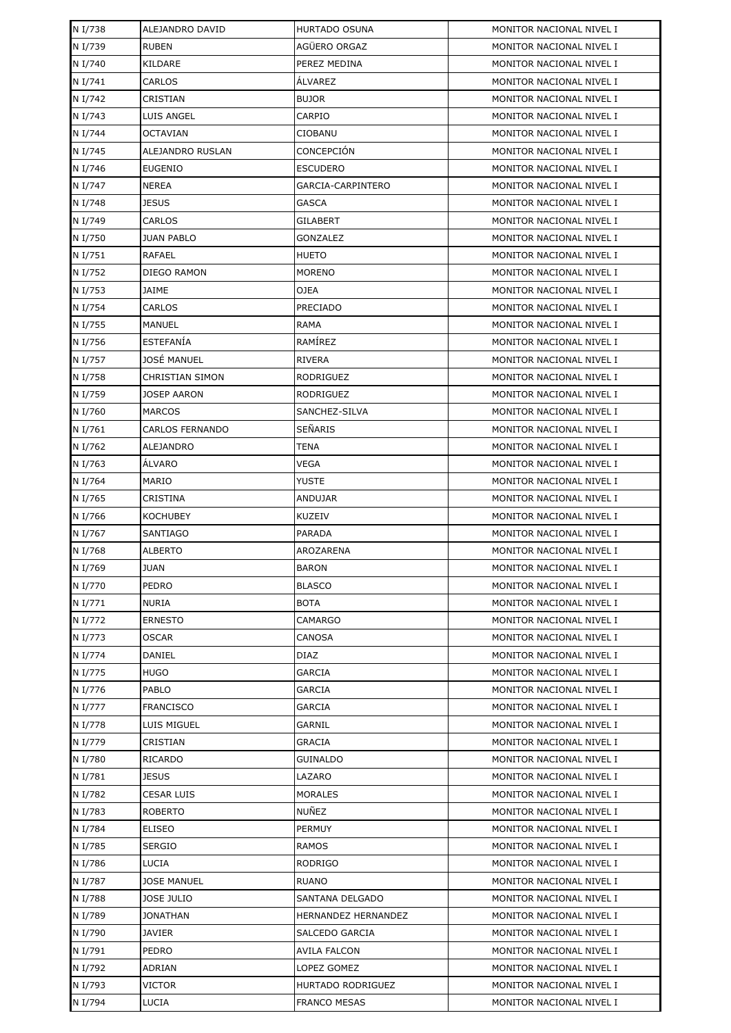| | | | |
|---|---|---|---|
| N I/738 | ALEJANDRO DAVID | HURTADO OSUNA | MONITOR NACIONAL NIVEL I |
| N I/739 | RUBEN | AGÜERO ORGAZ | MONITOR NACIONAL NIVEL I |
| N I/740 | KILDARE | PEREZ MEDINA | MONITOR NACIONAL NIVEL I |
| N I/741 | CARLOS | ÁLVAREZ | MONITOR NACIONAL NIVEL I |
| N I/742 | CRISTIAN | BUJOR | MONITOR NACIONAL NIVEL I |
| N I/743 | LUIS ANGEL | CARPIO | MONITOR NACIONAL NIVEL I |
| N I/744 | OCTAVIAN | CIOBANU | MONITOR NACIONAL NIVEL I |
| N I/745 | ALEJANDRO RUSLAN | CONCEPCIÓN | MONITOR NACIONAL NIVEL I |
| N I/746 | EUGENIO | ESCUDERO | MONITOR NACIONAL NIVEL I |
| N I/747 | NEREA | GARCIA-CARPINTERO | MONITOR NACIONAL NIVEL I |
| N I/748 | JESUS | GASCA | MONITOR NACIONAL NIVEL I |
| N I/749 | CARLOS | GILABERT | MONITOR NACIONAL NIVEL I |
| N I/750 | JUAN PABLO | GONZALEZ | MONITOR NACIONAL NIVEL I |
| N I/751 | RAFAEL | HUETO | MONITOR NACIONAL NIVEL I |
| N I/752 | DIEGO RAMON | MORENO | MONITOR NACIONAL NIVEL I |
| N I/753 | JAIME | OJEA | MONITOR NACIONAL NIVEL I |
| N I/754 | CARLOS | PRECIADO | MONITOR NACIONAL NIVEL I |
| N I/755 | MANUEL | RAMA | MONITOR NACIONAL NIVEL I |
| N I/756 | ESTEFANÍA | RAMÍREZ | MONITOR NACIONAL NIVEL I |
| N I/757 | JOSÉ MANUEL | RIVERA | MONITOR NACIONAL NIVEL I |
| N I/758 | CHRISTIAN SIMON | RODRIGUEZ | MONITOR NACIONAL NIVEL I |
| N I/759 | JOSEP AARON | RODRIGUEZ | MONITOR NACIONAL NIVEL I |
| N I/760 | MARCOS | SANCHEZ-SILVA | MONITOR NACIONAL NIVEL I |
| N I/761 | CARLOS FERNANDO | SEÑARIS | MONITOR NACIONAL NIVEL I |
| N I/762 | ALEJANDRO | TENA | MONITOR NACIONAL NIVEL I |
| N I/763 | ÁLVARO | VEGA | MONITOR NACIONAL NIVEL I |
| N I/764 | MARIO | YUSTE | MONITOR NACIONAL NIVEL I |
| N I/765 | CRISTINA | ANDUJAR | MONITOR NACIONAL NIVEL I |
| N I/766 | KOCHUBEY | KUZEIV | MONITOR NACIONAL NIVEL I |
| N I/767 | SANTIAGO | PARADA | MONITOR NACIONAL NIVEL I |
| N I/768 | ALBERTO | AROZARENA | MONITOR NACIONAL NIVEL I |
| N I/769 | JUAN | BARON | MONITOR NACIONAL NIVEL I |
| N I/770 | PEDRO | BLASCO | MONITOR NACIONAL NIVEL I |
| N I/771 | NURIA | BOTA | MONITOR NACIONAL NIVEL I |
| N I/772 | ERNESTO | CAMARGO | MONITOR NACIONAL NIVEL I |
| N I/773 | OSCAR | CANOSA | MONITOR NACIONAL NIVEL I |
| N I/774 | DANIEL | DIAZ | MONITOR NACIONAL NIVEL I |
| N I/775 | HUGO | GARCIA | MONITOR NACIONAL NIVEL I |
| N I/776 | PABLO | GARCIA | MONITOR NACIONAL NIVEL I |
| N I/777 | FRANCISCO | GARCIA | MONITOR NACIONAL NIVEL I |
| N I/778 | LUIS MIGUEL | GARNIL | MONITOR NACIONAL NIVEL I |
| N I/779 | CRISTIAN | GRACIA | MONITOR NACIONAL NIVEL I |
| N I/780 | RICARDO | GUINALDO | MONITOR NACIONAL NIVEL I |
| N I/781 | JESUS | LAZARO | MONITOR NACIONAL NIVEL I |
| N I/782 | CESAR LUIS | MORALES | MONITOR NACIONAL NIVEL I |
| N I/783 | ROBERTO | NUÑEZ | MONITOR NACIONAL NIVEL I |
| N I/784 | ELISEO | PERMUY | MONITOR NACIONAL NIVEL I |
| N I/785 | SERGIO | RAMOS | MONITOR NACIONAL NIVEL I |
| N I/786 | LUCIA | RODRIGO | MONITOR NACIONAL NIVEL I |
| N I/787 | JOSE MANUEL | RUANO | MONITOR NACIONAL NIVEL I |
| N I/788 | JOSE JULIO | SANTANA DELGADO | MONITOR NACIONAL NIVEL I |
| N I/789 | JONATHAN | HERNANDEZ HERNANDEZ | MONITOR NACIONAL NIVEL I |
| N I/790 | JAVIER | SALCEDO GARCIA | MONITOR NACIONAL NIVEL I |
| N I/791 | PEDRO | AVILA FALCON | MONITOR NACIONAL NIVEL I |
| N I/792 | ADRIAN | LOPEZ GOMEZ | MONITOR NACIONAL NIVEL I |
| N I/793 | VICTOR | HURTADO RODRIGUEZ | MONITOR NACIONAL NIVEL I |
| N I/794 | LUCIA | FRANCO MESAS | MONITOR NACIONAL NIVEL I |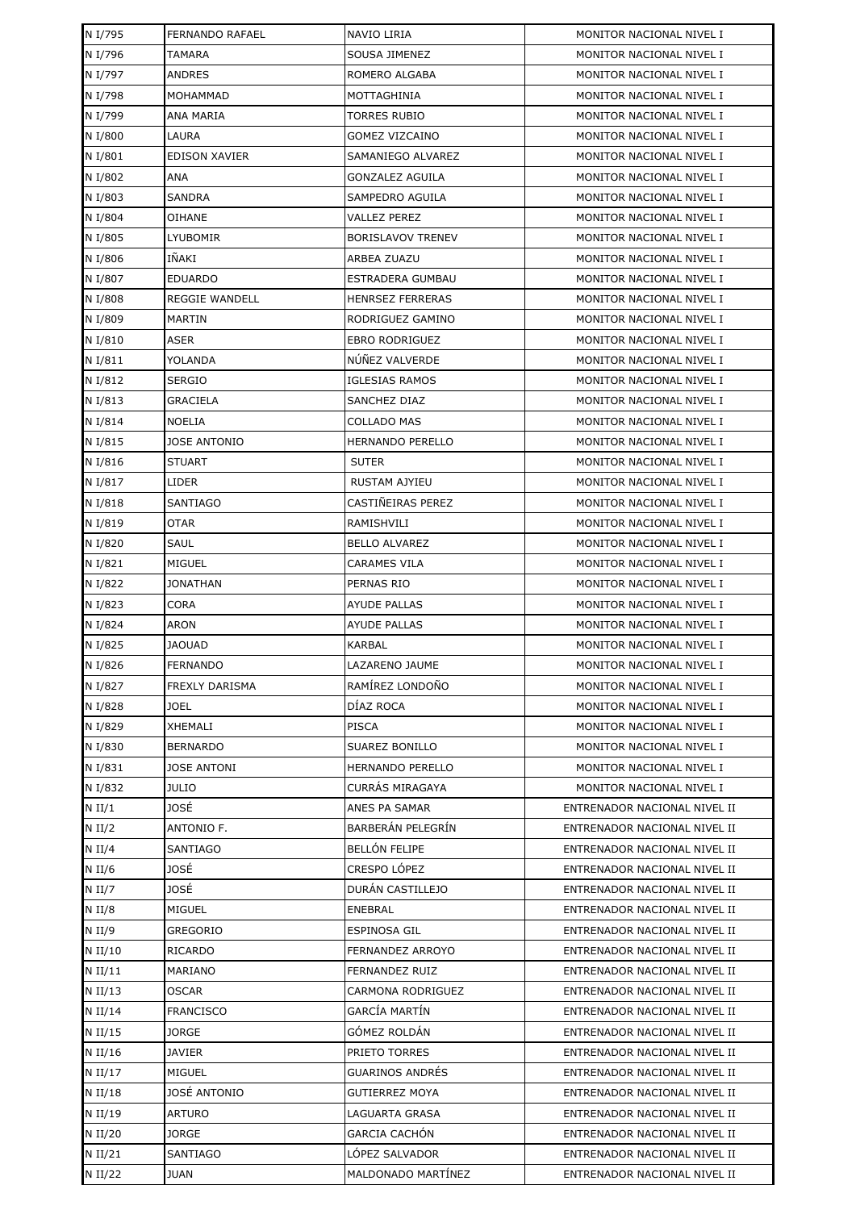| | | | |
|---|---|---|---|
| N I/795 | FERNANDO RAFAEL | NAVIO LIRIA | MONITOR NACIONAL NIVEL I |
| N I/796 | TAMARA | SOUSA JIMENEZ | MONITOR NACIONAL NIVEL I |
| N I/797 | ANDRES | ROMERO ALGABA | MONITOR NACIONAL NIVEL I |
| N I/798 | MOHAMMAD | MOTTAGHINIA | MONITOR NACIONAL NIVEL I |
| N I/799 | ANA MARIA | TORRES RUBIO | MONITOR NACIONAL NIVEL I |
| N I/800 | LAURA | GOMEZ VIZCAINO | MONITOR NACIONAL NIVEL I |
| N I/801 | EDISON XAVIER | SAMANIEGO ALVAREZ | MONITOR NACIONAL NIVEL I |
| N I/802 | ANA | GONZALEZ AGUILA | MONITOR NACIONAL NIVEL I |
| N I/803 | SANDRA | SAMPEDRO AGUILA | MONITOR NACIONAL NIVEL I |
| N I/804 | OIHANE | VALLEZ PEREZ | MONITOR NACIONAL NIVEL I |
| N I/805 | LYUBOMIR | BORISLAVOV TRENEV | MONITOR NACIONAL NIVEL I |
| N I/806 | IÑAKI | ARBEA ZUAZU | MONITOR NACIONAL NIVEL I |
| N I/807 | EDUARDO | ESTRADERA GUMBAU | MONITOR NACIONAL NIVEL I |
| N I/808 | REGGIE WANDELL | HENRSEZ FERRERAS | MONITOR NACIONAL NIVEL I |
| N I/809 | MARTIN | RODRIGUEZ GAMINO | MONITOR NACIONAL NIVEL I |
| N I/810 | ASER | EBRO RODRIGUEZ | MONITOR NACIONAL NIVEL I |
| N I/811 | YOLANDA | NÚÑEZ VALVERDE | MONITOR NACIONAL NIVEL I |
| N I/812 | SERGIO | IGLESIAS RAMOS | MONITOR NACIONAL NIVEL I |
| N I/813 | GRACIELA | SANCHEZ DIAZ | MONITOR NACIONAL NIVEL I |
| N I/814 | NOELIA | COLLADO MAS | MONITOR NACIONAL NIVEL I |
| N I/815 | JOSE ANTONIO | HERNANDO PERELLO | MONITOR NACIONAL NIVEL I |
| N I/816 | STUART | SUTER | MONITOR NACIONAL NIVEL I |
| N I/817 | LIDER | RUSTAM AJYIEU | MONITOR NACIONAL NIVEL I |
| N I/818 | SANTIAGO | CASTIÑEIRAS PEREZ | MONITOR NACIONAL NIVEL I |
| N I/819 | OTAR | RAMISHVILI | MONITOR NACIONAL NIVEL I |
| N I/820 | SAUL | BELLO ALVAREZ | MONITOR NACIONAL NIVEL I |
| N I/821 | MIGUEL | CARAMES VILA | MONITOR NACIONAL NIVEL I |
| N I/822 | JONATHAN | PERNAS RIO | MONITOR NACIONAL NIVEL I |
| N I/823 | CORA | AYUDE PALLAS | MONITOR NACIONAL NIVEL I |
| N I/824 | ARON | AYUDE PALLAS | MONITOR NACIONAL NIVEL I |
| N I/825 | JAOUAD | KARBAL | MONITOR NACIONAL NIVEL I |
| N I/826 | FERNANDO | LAZARENO JAUME | MONITOR NACIONAL NIVEL I |
| N I/827 | FREXLY DARISMA | RAMÍREZ LONDOÑO | MONITOR NACIONAL NIVEL I |
| N I/828 | JOEL | DÍAZ ROCA | MONITOR NACIONAL NIVEL I |
| N I/829 | XHEMALI | PISCA | MONITOR NACIONAL NIVEL I |
| N I/830 | BERNARDO | SUAREZ BONILLO | MONITOR NACIONAL NIVEL I |
| N I/831 | JOSE ANTONI | HERNANDO PERELLO | MONITOR NACIONAL NIVEL I |
| N I/832 | JULIO | CURRÁS MIRAGAYA | MONITOR NACIONAL NIVEL I |
| N II/1 | JOSÉ | ANES PA SAMAR | ENTRENADOR NACIONAL NIVEL II |
| N II/2 | ANTONIO F. | BARBERÁN PELEGRÍN | ENTRENADOR NACIONAL NIVEL II |
| N II/4 | SANTIAGO | BELLÓN FELIPE | ENTRENADOR NACIONAL NIVEL II |
| N II/6 | JOSÉ | CRESPO LÓPEZ | ENTRENADOR NACIONAL NIVEL II |
| N II/7 | JOSÉ | DURÁN CASTILLEJO | ENTRENADOR NACIONAL NIVEL II |
| N II/8 | MIGUEL | ENEBRAL | ENTRENADOR NACIONAL NIVEL II |
| N II/9 | GREGORIO | ESPINOSA GIL | ENTRENADOR NACIONAL NIVEL II |
| N II/10 | RICARDO | FERNANDEZ ARROYO | ENTRENADOR NACIONAL NIVEL II |
| N II/11 | MARIANO | FERNANDEZ RUIZ | ENTRENADOR NACIONAL NIVEL II |
| N II/13 | OSCAR | CARMONA RODRIGUEZ | ENTRENADOR NACIONAL NIVEL II |
| N II/14 | FRANCISCO | GARCÍA MARTÍN | ENTRENADOR NACIONAL NIVEL II |
| N II/15 | JORGE | GÓMEZ ROLDÁN | ENTRENADOR NACIONAL NIVEL II |
| N II/16 | JAVIER | PRIETO TORRES | ENTRENADOR NACIONAL NIVEL II |
| N II/17 | MIGUEL | GUARINOS ANDRÉS | ENTRENADOR NACIONAL NIVEL II |
| N II/18 | JOSÉ ANTONIO | GUTIERREZ MOYA | ENTRENADOR NACIONAL NIVEL II |
| N II/19 | ARTURO | LAGUARTA GRASA | ENTRENADOR NACIONAL NIVEL II |
| N II/20 | JORGE | GARCIA CACHÓN | ENTRENADOR NACIONAL NIVEL II |
| N II/21 | SANTIAGO | LÓPEZ SALVADOR | ENTRENADOR NACIONAL NIVEL II |
| N II/22 | JUAN | MALDONADO MARTÍNEZ | ENTRENADOR NACIONAL NIVEL II |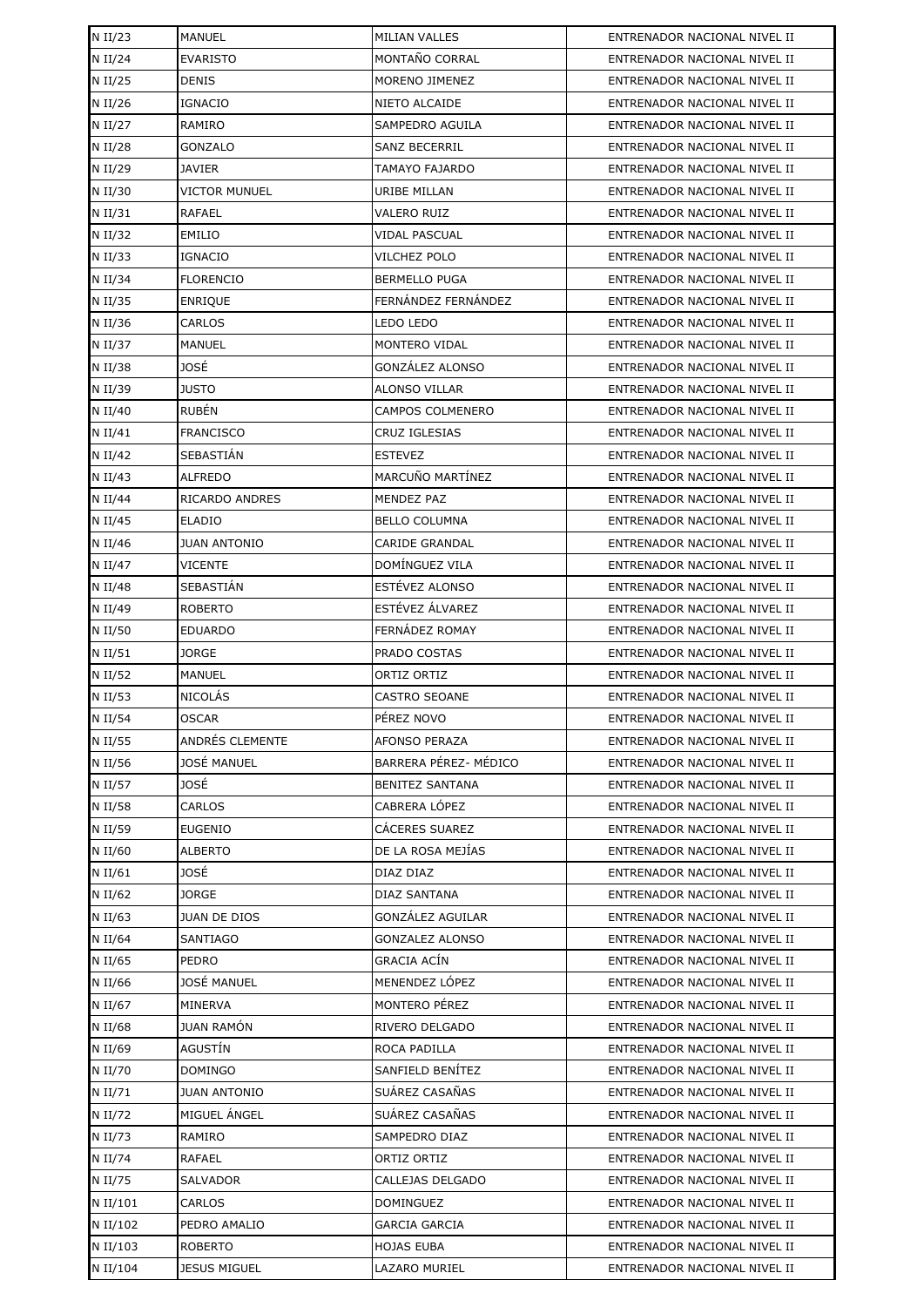| | | | |
|---|---|---|---|
| N II/23 | MANUEL | MILIAN VALLES | ENTRENADOR NACIONAL NIVEL II |
| N II/24 | EVARISTO | MONTAÑO CORRAL | ENTRENADOR NACIONAL NIVEL II |
| N II/25 | DENIS | MORENO JIMENEZ | ENTRENADOR NACIONAL NIVEL II |
| N II/26 | IGNACIO | NIETO ALCAIDE | ENTRENADOR NACIONAL NIVEL II |
| N II/27 | RAMIRO | SAMPEDRO AGUILA | ENTRENADOR NACIONAL NIVEL II |
| N II/28 | GONZALO | SANZ BECERRIL | ENTRENADOR NACIONAL NIVEL II |
| N II/29 | JAVIER | TAMAYO FAJARDO | ENTRENADOR NACIONAL NIVEL II |
| N II/30 | VICTOR MUNUEL | URIBE MILLAN | ENTRENADOR NACIONAL NIVEL II |
| N II/31 | RAFAEL | VALERO RUIZ | ENTRENADOR NACIONAL NIVEL II |
| N II/32 | EMILIO | VIDAL PASCUAL | ENTRENADOR NACIONAL NIVEL II |
| N II/33 | IGNACIO | VILCHEZ POLO | ENTRENADOR NACIONAL NIVEL II |
| N II/34 | FLORENCIO | BERMELLO PUGA | ENTRENADOR NACIONAL NIVEL II |
| N II/35 | ENRIQUE | FERNÁNDEZ FERNÁNDEZ | ENTRENADOR NACIONAL NIVEL II |
| N II/36 | CARLOS | LEDO LEDO | ENTRENADOR NACIONAL NIVEL II |
| N II/37 | MANUEL | MONTERO VIDAL | ENTRENADOR NACIONAL NIVEL II |
| N II/38 | JOSÉ | GONZÁLEZ ALONSO | ENTRENADOR NACIONAL NIVEL II |
| N II/39 | JUSTO | ALONSO VILLAR | ENTRENADOR NACIONAL NIVEL II |
| N II/40 | RUBÉN | CAMPOS COLMENERO | ENTRENADOR NACIONAL NIVEL II |
| N II/41 | FRANCISCO | CRUZ IGLESIAS | ENTRENADOR NACIONAL NIVEL II |
| N II/42 | SEBASTIÁN | ESTEVEZ | ENTRENADOR NACIONAL NIVEL II |
| N II/43 | ALFREDO | MARCUÑO MARTÍNEZ | ENTRENADOR NACIONAL NIVEL II |
| N II/44 | RICARDO ANDRES | MENDEZ PAZ | ENTRENADOR NACIONAL NIVEL II |
| N II/45 | ELADIO | BELLO COLUMNA | ENTRENADOR NACIONAL NIVEL II |
| N II/46 | JUAN ANTONIO | CARIDE GRANDAL | ENTRENADOR NACIONAL NIVEL II |
| N II/47 | VICENTE | DOMÍNGUEZ VILA | ENTRENADOR NACIONAL NIVEL II |
| N II/48 | SEBASTIÁN | ESTÉVEZ ALONSO | ENTRENADOR NACIONAL NIVEL II |
| N II/49 | ROBERTO | ESTÉVEZ ÁLVAREZ | ENTRENADOR NACIONAL NIVEL II |
| N II/50 | EDUARDO | FERNÁDEZ ROMAY | ENTRENADOR NACIONAL NIVEL II |
| N II/51 | JORGE | PRADO COSTAS | ENTRENADOR NACIONAL NIVEL II |
| N II/52 | MANUEL | ORTIZ ORTIZ | ENTRENADOR NACIONAL NIVEL II |
| N II/53 | NICOLÁS | CASTRO SEOANE | ENTRENADOR NACIONAL NIVEL II |
| N II/54 | OSCAR | PÉREZ NOVO | ENTRENADOR NACIONAL NIVEL II |
| N II/55 | ANDRÉS CLEMENTE | AFONSO PERAZA | ENTRENADOR NACIONAL NIVEL II |
| N II/56 | JOSÉ MANUEL | BARRERA PÉREZ- MÉDICO | ENTRENADOR NACIONAL NIVEL II |
| N II/57 | JOSÉ | BENITEZ SANTANA | ENTRENADOR NACIONAL NIVEL II |
| N II/58 | CARLOS | CABRERA LÓPEZ | ENTRENADOR NACIONAL NIVEL II |
| N II/59 | EUGENIO | CÁCERES SUAREZ | ENTRENADOR NACIONAL NIVEL II |
| N II/60 | ALBERTO | DE LA ROSA MEJÍAS | ENTRENADOR NACIONAL NIVEL II |
| N II/61 | JOSÉ | DIAZ DIAZ | ENTRENADOR NACIONAL NIVEL II |
| N II/62 | JORGE | DIAZ SANTANA | ENTRENADOR NACIONAL NIVEL II |
| N II/63 | JUAN DE DIOS | GONZÁLEZ AGUILAR | ENTRENADOR NACIONAL NIVEL II |
| N II/64 | SANTIAGO | GONZALEZ ALONSO | ENTRENADOR NACIONAL NIVEL II |
| N II/65 | PEDRO | GRACIA ACÍN | ENTRENADOR NACIONAL NIVEL II |
| N II/66 | JOSÉ MANUEL | MENENDEZ LÓPEZ | ENTRENADOR NACIONAL NIVEL II |
| N II/67 | MINERVA | MONTERO PÉREZ | ENTRENADOR NACIONAL NIVEL II |
| N II/68 | JUAN RAMÓN | RIVERO DELGADO | ENTRENADOR NACIONAL NIVEL II |
| N II/69 | AGUSTÍN | ROCA PADILLA | ENTRENADOR NACIONAL NIVEL II |
| N II/70 | DOMINGO | SANFIELD BENÍTEZ | ENTRENADOR NACIONAL NIVEL II |
| N II/71 | JUAN ANTONIO | SUÁREZ CASAÑAS | ENTRENADOR NACIONAL NIVEL II |
| N II/72 | MIGUEL ÁNGEL | SUÁREZ CASAÑAS | ENTRENADOR NACIONAL NIVEL II |
| N II/73 | RAMIRO | SAMPEDRO DIAZ | ENTRENADOR NACIONAL NIVEL II |
| N II/74 | RAFAEL | ORTIZ ORTIZ | ENTRENADOR NACIONAL NIVEL II |
| N II/75 | SALVADOR | CALLEJAS DELGADO | ENTRENADOR NACIONAL NIVEL II |
| N II/101 | CARLOS | DOMINGUEZ | ENTRENADOR NACIONAL NIVEL II |
| N II/102 | PEDRO AMALIO | GARCIA GARCIA | ENTRENADOR NACIONAL NIVEL II |
| N II/103 | ROBERTO | HOJAS EUBA | ENTRENADOR NACIONAL NIVEL II |
| N II/104 | JESUS MIGUEL | LAZARO MURIEL | ENTRENADOR NACIONAL NIVEL II |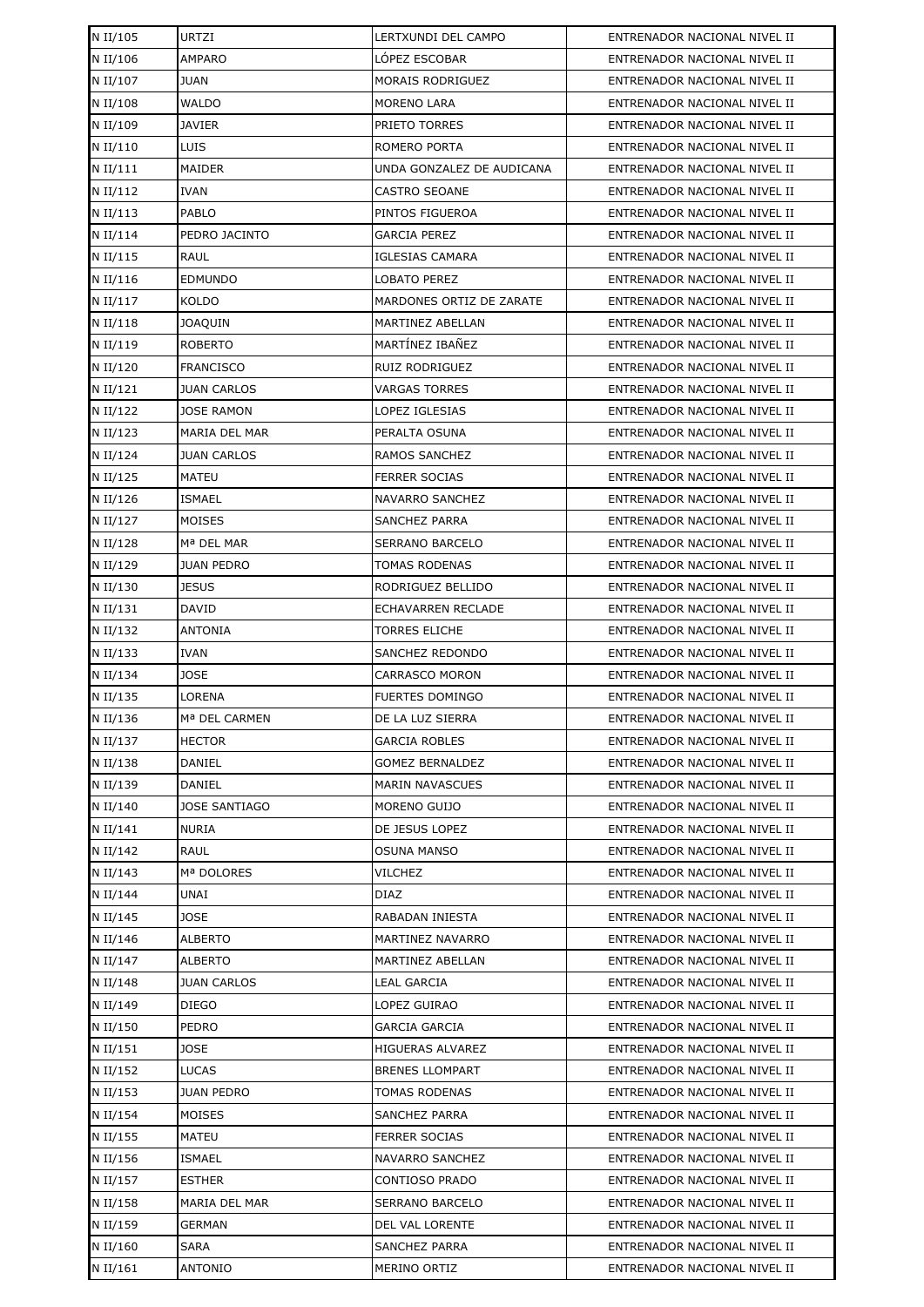| N II/105 | URTZI | LERTXUNDI DEL CAMPO | ENTRENADOR NACIONAL NIVEL II |
|---|---|---|---|
| N II/106 | AMPARO | LÓPEZ ESCOBAR | ENTRENADOR NACIONAL NIVEL II |
| N II/107 | JUAN | MORAIS RODRIGUEZ | ENTRENADOR NACIONAL NIVEL II |
| N II/108 | WALDO | MORENO LARA | ENTRENADOR NACIONAL NIVEL II |
| N II/109 | JAVIER | PRIETO TORRES | ENTRENADOR NACIONAL NIVEL II |
| N II/110 | LUIS | ROMERO PORTA | ENTRENADOR NACIONAL NIVEL II |
| N II/111 | MAIDER | UNDA GONZALEZ DE AUDICANA | ENTRENADOR NACIONAL NIVEL II |
| N II/112 | IVAN | CASTRO SEOANE | ENTRENADOR NACIONAL NIVEL II |
| N II/113 | PABLO | PINTOS FIGUEROA | ENTRENADOR NACIONAL NIVEL II |
| N II/114 | PEDRO JACINTO | GARCIA PEREZ | ENTRENADOR NACIONAL NIVEL II |
| N II/115 | RAUL | IGLESIAS CAMARA | ENTRENADOR NACIONAL NIVEL II |
| N II/116 | EDMUNDO | LOBATO PEREZ | ENTRENADOR NACIONAL NIVEL II |
| N II/117 | KOLDO | MARDONES ORTIZ DE ZARATE | ENTRENADOR NACIONAL NIVEL II |
| N II/118 | JOAQUIN | MARTINEZ ABELLAN | ENTRENADOR NACIONAL NIVEL II |
| N II/119 | ROBERTO | MARTÍNEZ IBAÑEZ | ENTRENADOR NACIONAL NIVEL II |
| N II/120 | FRANCISCO | RUIZ RODRIGUEZ | ENTRENADOR NACIONAL NIVEL II |
| N II/121 | JUAN CARLOS | VARGAS TORRES | ENTRENADOR NACIONAL NIVEL II |
| N II/122 | JOSE RAMON | LOPEZ IGLESIAS | ENTRENADOR NACIONAL NIVEL II |
| N II/123 | MARIA DEL MAR | PERALTA OSUNA | ENTRENADOR NACIONAL NIVEL II |
| N II/124 | JUAN CARLOS | RAMOS SANCHEZ | ENTRENADOR NACIONAL NIVEL II |
| N II/125 | MATEU | FERRER SOCIAS | ENTRENADOR NACIONAL NIVEL II |
| N II/126 | ISMAEL | NAVARRO SANCHEZ | ENTRENADOR NACIONAL NIVEL II |
| N II/127 | MOISES | SANCHEZ PARRA | ENTRENADOR NACIONAL NIVEL II |
| N II/128 | Mª DEL MAR | SERRANO BARCELO | ENTRENADOR NACIONAL NIVEL II |
| N II/129 | JUAN PEDRO | TOMAS RODENAS | ENTRENADOR NACIONAL NIVEL II |
| N II/130 | JESUS | RODRIGUEZ BELLIDO | ENTRENADOR NACIONAL NIVEL II |
| N II/131 | DAVID | ECHAVARREN RECLADE | ENTRENADOR NACIONAL NIVEL II |
| N II/132 | ANTONIA | TORRES ELICHE | ENTRENADOR NACIONAL NIVEL II |
| N II/133 | IVAN | SANCHEZ REDONDO | ENTRENADOR NACIONAL NIVEL II |
| N II/134 | JOSE | CARRASCO MORON | ENTRENADOR NACIONAL NIVEL II |
| N II/135 | LORENA | FUERTES DOMINGO | ENTRENADOR NACIONAL NIVEL II |
| N II/136 | Mª DEL CARMEN | DE LA LUZ SIERRA | ENTRENADOR NACIONAL NIVEL II |
| N II/137 | HECTOR | GARCIA ROBLES | ENTRENADOR NACIONAL NIVEL II |
| N II/138 | DANIEL | GOMEZ BERNALDEZ | ENTRENADOR NACIONAL NIVEL II |
| N II/139 | DANIEL | MARIN NAVASCUES | ENTRENADOR NACIONAL NIVEL II |
| N II/140 | JOSE SANTIAGO | MORENO GUIJO | ENTRENADOR NACIONAL NIVEL II |
| N II/141 | NURIA | DE JESUS LOPEZ | ENTRENADOR NACIONAL NIVEL II |
| N II/142 | RAUL | OSUNA MANSO | ENTRENADOR NACIONAL NIVEL II |
| N II/143 | Mª DOLORES | VILCHEZ | ENTRENADOR NACIONAL NIVEL II |
| N II/144 | UNAI | DIAZ | ENTRENADOR NACIONAL NIVEL II |
| N II/145 | JOSE | RABADAN INIESTA | ENTRENADOR NACIONAL NIVEL II |
| N II/146 | ALBERTO | MARTINEZ NAVARRO | ENTRENADOR NACIONAL NIVEL II |
| N II/147 | ALBERTO | MARTINEZ ABELLAN | ENTRENADOR NACIONAL NIVEL II |
| N II/148 | JUAN CARLOS | LEAL GARCIA | ENTRENADOR NACIONAL NIVEL II |
| N II/149 | DIEGO | LOPEZ GUIRAO | ENTRENADOR NACIONAL NIVEL II |
| N II/150 | PEDRO | GARCIA GARCIA | ENTRENADOR NACIONAL NIVEL II |
| N II/151 | JOSE | HIGUERAS ALVAREZ | ENTRENADOR NACIONAL NIVEL II |
| N II/152 | LUCAS | BRENES LLOMPART | ENTRENADOR NACIONAL NIVEL II |
| N II/153 | JUAN PEDRO | TOMAS RODENAS | ENTRENADOR NACIONAL NIVEL II |
| N II/154 | MOISES | SANCHEZ PARRA | ENTRENADOR NACIONAL NIVEL II |
| N II/155 | MATEU | FERRER SOCIAS | ENTRENADOR NACIONAL NIVEL II |
| N II/156 | ISMAEL | NAVARRO SANCHEZ | ENTRENADOR NACIONAL NIVEL II |
| N II/157 | ESTHER | CONTIOSO PRADO | ENTRENADOR NACIONAL NIVEL II |
| N II/158 | MARIA DEL MAR | SERRANO BARCELO | ENTRENADOR NACIONAL NIVEL II |
| N II/159 | GERMAN | DEL VAL LORENTE | ENTRENADOR NACIONAL NIVEL II |
| N II/160 | SARA | SANCHEZ PARRA | ENTRENADOR NACIONAL NIVEL II |
| N II/161 | ANTONIO | MERINO ORTIZ | ENTRENADOR NACIONAL NIVEL II |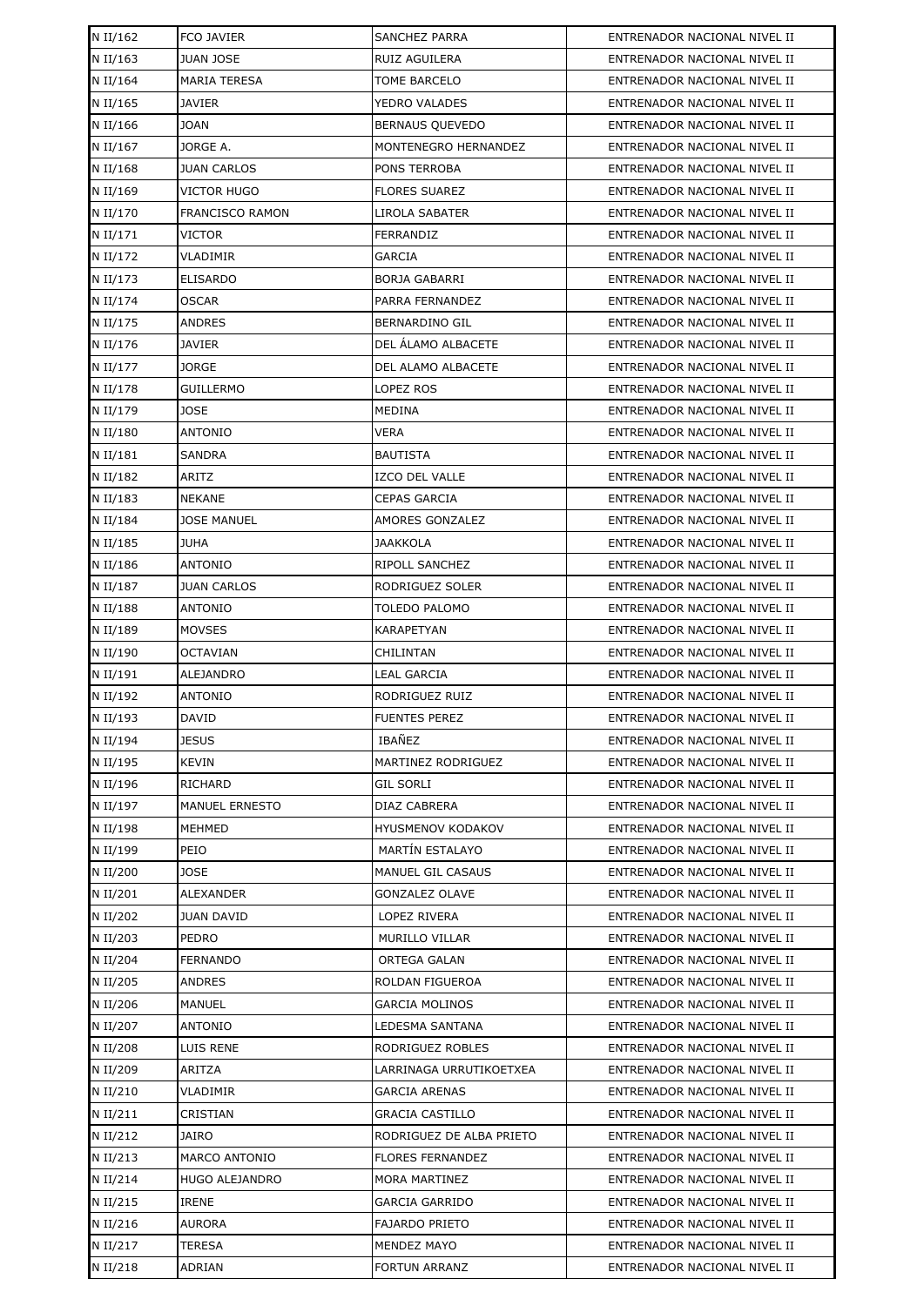| N II/162 | FCO JAVIER | SANCHEZ PARRA | ENTRENADOR NACIONAL NIVEL II |
|---|---|---|---|
| N II/163 | JUAN JOSE | RUIZ AGUILERA | ENTRENADOR NACIONAL NIVEL II |
| N II/164 | MARIA TERESA | TOME BARCELO | ENTRENADOR NACIONAL NIVEL II |
| N II/165 | JAVIER | YEDRO VALADES | ENTRENADOR NACIONAL NIVEL II |
| N II/166 | JOAN | BERNAUS QUEVEDO | ENTRENADOR NACIONAL NIVEL II |
| N II/167 | JORGE A. | MONTENEGRO HERNANDEZ | ENTRENADOR NACIONAL NIVEL II |
| N II/168 | JUAN CARLOS | PONS TERROBA | ENTRENADOR NACIONAL NIVEL II |
| N II/169 | VICTOR HUGO | FLORES SUAREZ | ENTRENADOR NACIONAL NIVEL II |
| N II/170 | FRANCISCO RAMON | LIROLA SABATER | ENTRENADOR NACIONAL NIVEL II |
| N II/171 | VICTOR | FERRANDIZ | ENTRENADOR NACIONAL NIVEL II |
| N II/172 | VLADIMIR | GARCIA | ENTRENADOR NACIONAL NIVEL II |
| N II/173 | ELISARDO | BORJA GABARRI | ENTRENADOR NACIONAL NIVEL II |
| N II/174 | OSCAR | PARRA FERNANDEZ | ENTRENADOR NACIONAL NIVEL II |
| N II/175 | ANDRES | BERNARDINO GIL | ENTRENADOR NACIONAL NIVEL II |
| N II/176 | JAVIER | DEL ÁLAMO ALBACETE | ENTRENADOR NACIONAL NIVEL II |
| N II/177 | JORGE | DEL ALAMO ALBACETE | ENTRENADOR NACIONAL NIVEL II |
| N II/178 | GUILLERMO | LOPEZ ROS | ENTRENADOR NACIONAL NIVEL II |
| N II/179 | JOSE | MEDINA | ENTRENADOR NACIONAL NIVEL II |
| N II/180 | ANTONIO | VERA | ENTRENADOR NACIONAL NIVEL II |
| N II/181 | SANDRA | BAUTISTA | ENTRENADOR NACIONAL NIVEL II |
| N II/182 | ARITZ | IZCO DEL VALLE | ENTRENADOR NACIONAL NIVEL II |
| N II/183 | NEKANE | CEPAS GARCIA | ENTRENADOR NACIONAL NIVEL II |
| N II/184 | JOSE MANUEL | AMORES GONZALEZ | ENTRENADOR NACIONAL NIVEL II |
| N II/185 | JUHA | JAAKKOLA | ENTRENADOR NACIONAL NIVEL II |
| N II/186 | ANTONIO | RIPOLL SANCHEZ | ENTRENADOR NACIONAL NIVEL II |
| N II/187 | JUAN CARLOS | RODRIGUEZ SOLER | ENTRENADOR NACIONAL NIVEL II |
| N II/188 | ANTONIO | TOLEDO PALOMO | ENTRENADOR NACIONAL NIVEL II |
| N II/189 | MOVSES | KARAPETYAN | ENTRENADOR NACIONAL NIVEL II |
| N II/190 | OCTAVIAN | CHILINTAN | ENTRENADOR NACIONAL NIVEL II |
| N II/191 | ALEJANDRO | LEAL GARCIA | ENTRENADOR NACIONAL NIVEL II |
| N II/192 | ANTONIO | RODRIGUEZ RUIZ | ENTRENADOR NACIONAL NIVEL II |
| N II/193 | DAVID | FUENTES PEREZ | ENTRENADOR NACIONAL NIVEL II |
| N II/194 | JESUS | IBAÑEZ | ENTRENADOR NACIONAL NIVEL II |
| N II/195 | KEVIN | MARTINEZ RODRIGUEZ | ENTRENADOR NACIONAL NIVEL II |
| N II/196 | RICHARD | GIL SORLI | ENTRENADOR NACIONAL NIVEL II |
| N II/197 | MANUEL ERNESTO | DIAZ CABRERA | ENTRENADOR NACIONAL NIVEL II |
| N II/198 | MEHMED | HYUSMENOV KODAKOV | ENTRENADOR NACIONAL NIVEL II |
| N II/199 | PEIO | MARTÍN ESTALAYO | ENTRENADOR NACIONAL NIVEL II |
| N II/200 | JOSE | MANUEL GIL CASAUS | ENTRENADOR NACIONAL NIVEL II |
| N II/201 | ALEXANDER | GONZALEZ OLAVE | ENTRENADOR NACIONAL NIVEL II |
| N II/202 | JUAN DAVID | LOPEZ RIVERA | ENTRENADOR NACIONAL NIVEL II |
| N II/203 | PEDRO | MURILLO VILLAR | ENTRENADOR NACIONAL NIVEL II |
| N II/204 | FERNANDO | ORTEGA GALAN | ENTRENADOR NACIONAL NIVEL II |
| N II/205 | ANDRES | ROLDAN FIGUEROA | ENTRENADOR NACIONAL NIVEL II |
| N II/206 | MANUEL | GARCIA MOLINOS | ENTRENADOR NACIONAL NIVEL II |
| N II/207 | ANTONIO | LEDESMA SANTANA | ENTRENADOR NACIONAL NIVEL II |
| N II/208 | LUIS RENE | RODRIGUEZ ROBLES | ENTRENADOR NACIONAL NIVEL II |
| N II/209 | ARITZA | LARRINAGA URRUTIKOETXEA | ENTRENADOR NACIONAL NIVEL II |
| N II/210 | VLADIMIR | GARCIA ARENAS | ENTRENADOR NACIONAL NIVEL II |
| N II/211 | CRISTIAN | GRACIA CASTILLO | ENTRENADOR NACIONAL NIVEL II |
| N II/212 | JAIRO | RODRIGUEZ DE ALBA PRIETO | ENTRENADOR NACIONAL NIVEL II |
| N II/213 | MARCO ANTONIO | FLORES FERNANDEZ | ENTRENADOR NACIONAL NIVEL II |
| N II/214 | HUGO ALEJANDRO | MORA MARTINEZ | ENTRENADOR NACIONAL NIVEL II |
| N II/215 | IRENE | GARCIA GARRIDO | ENTRENADOR NACIONAL NIVEL II |
| N II/216 | AURORA | FAJARDO PRIETO | ENTRENADOR NACIONAL NIVEL II |
| N II/217 | TERESA | MENDEZ MAYO | ENTRENADOR NACIONAL NIVEL II |
| N II/218 | ADRIAN | FORTUN ARRANZ | ENTRENADOR NACIONAL NIVEL II |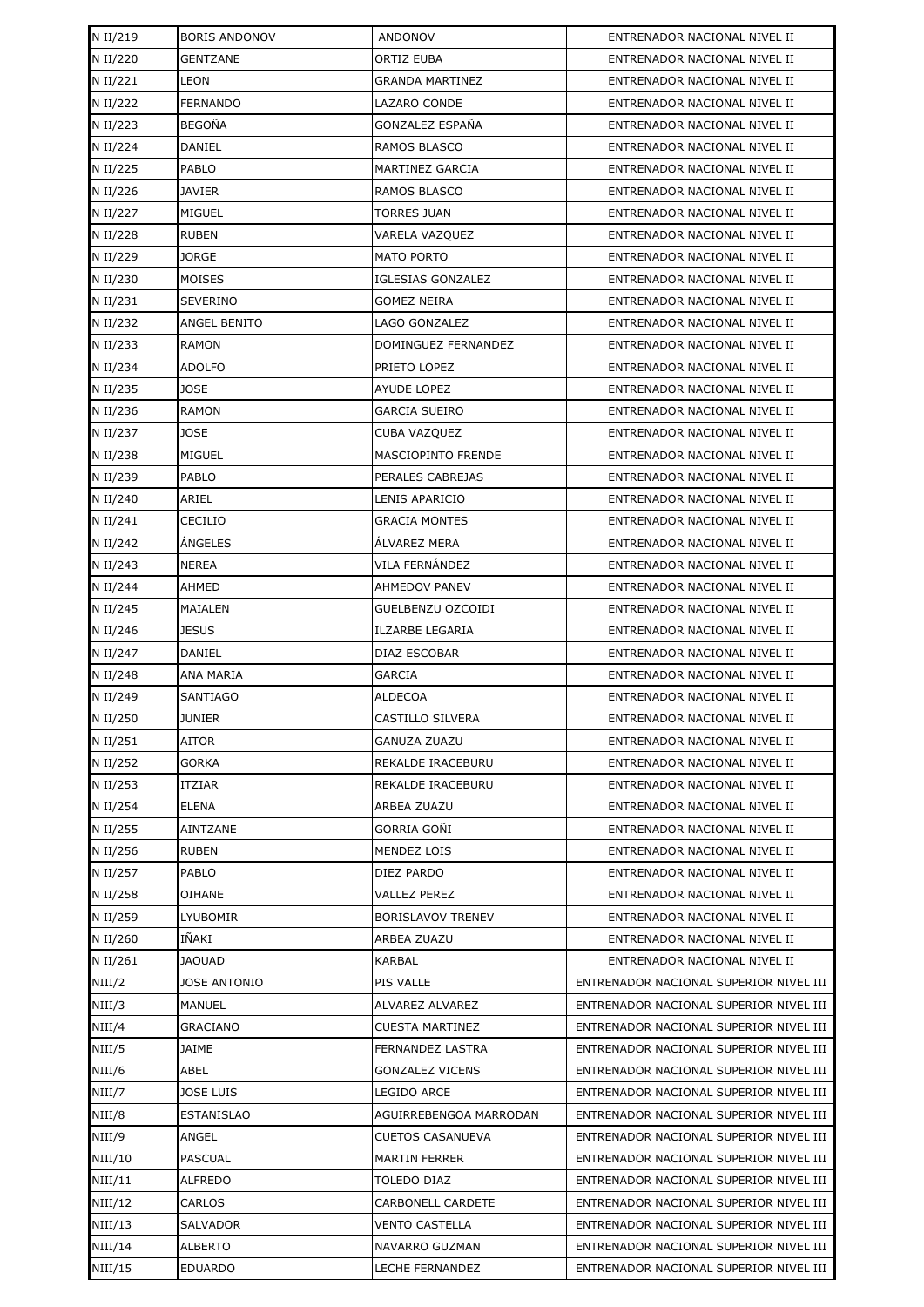| N II/219 | BORIS ANDONOV | ANDONOV | ENTRENADOR NACIONAL NIVEL II |
|---|---|---|---|
| N II/220 | GENTZANE | ORTIZ EUBA | ENTRENADOR NACIONAL NIVEL II |
| N II/221 | LEON | GRANDA MARTINEZ | ENTRENADOR NACIONAL NIVEL II |
| N II/222 | FERNANDO | LAZARO CONDE | ENTRENADOR NACIONAL NIVEL II |
| N II/223 | BEGOÑA | GONZALEZ ESPAÑA | ENTRENADOR NACIONAL NIVEL II |
| N II/224 | DANIEL | RAMOS BLASCO | ENTRENADOR NACIONAL NIVEL II |
| N II/225 | PABLO | MARTINEZ GARCIA | ENTRENADOR NACIONAL NIVEL II |
| N II/226 | JAVIER | RAMOS BLASCO | ENTRENADOR NACIONAL NIVEL II |
| N II/227 | MIGUEL | TORRES JUAN | ENTRENADOR NACIONAL NIVEL II |
| N II/228 | RUBEN | VARELA VAZQUEZ | ENTRENADOR NACIONAL NIVEL II |
| N II/229 | JORGE | MATO PORTO | ENTRENADOR NACIONAL NIVEL II |
| N II/230 | MOISES | IGLESIAS GONZALEZ | ENTRENADOR NACIONAL NIVEL II |
| N II/231 | SEVERINO | GOMEZ NEIRA | ENTRENADOR NACIONAL NIVEL II |
| N II/232 | ANGEL BENITO | LAGO GONZALEZ | ENTRENADOR NACIONAL NIVEL II |
| N II/233 | RAMON | DOMINGUEZ FERNANDEZ | ENTRENADOR NACIONAL NIVEL II |
| N II/234 | ADOLFO | PRIETO LOPEZ | ENTRENADOR NACIONAL NIVEL II |
| N II/235 | JOSE | AYUDE LOPEZ | ENTRENADOR NACIONAL NIVEL II |
| N II/236 | RAMON | GARCIA SUEIRO | ENTRENADOR NACIONAL NIVEL II |
| N II/237 | JOSE | CUBA VAZQUEZ | ENTRENADOR NACIONAL NIVEL II |
| N II/238 | MIGUEL | MASCIOPINTO FRENDE | ENTRENADOR NACIONAL NIVEL II |
| N II/239 | PABLO | PERALES CABREJAS | ENTRENADOR NACIONAL NIVEL II |
| N II/240 | ARIEL | LENIS APARICIO | ENTRENADOR NACIONAL NIVEL II |
| N II/241 | CECILIO | GRACIA MONTES | ENTRENADOR NACIONAL NIVEL II |
| N II/242 | ÁNGELES | ÁLVAREZ MERA | ENTRENADOR NACIONAL NIVEL II |
| N II/243 | NEREA | VILA FERNÁNDEZ | ENTRENADOR NACIONAL NIVEL II |
| N II/244 | AHMED | AHMEDOV PANEV | ENTRENADOR NACIONAL NIVEL II |
| N II/245 | MAIALEN | GUELBENZU OZCOIDI | ENTRENADOR NACIONAL NIVEL II |
| N II/246 | JESUS | ILZARBE LEGARIA | ENTRENADOR NACIONAL NIVEL II |
| N II/247 | DANIEL | DIAZ ESCOBAR | ENTRENADOR NACIONAL NIVEL II |
| N II/248 | ANA MARIA | GARCIA | ENTRENADOR NACIONAL NIVEL II |
| N II/249 | SANTIAGO | ALDECOA | ENTRENADOR NACIONAL NIVEL II |
| N II/250 | JUNIER | CASTILLO SILVERA | ENTRENADOR NACIONAL NIVEL II |
| N II/251 | AITOR | GANUZA ZUAZU | ENTRENADOR NACIONAL NIVEL II |
| N II/252 | GORKA | REKALDE IRACEBURU | ENTRENADOR NACIONAL NIVEL II |
| N II/253 | ITZIAR | REKALDE IRACEBURU | ENTRENADOR NACIONAL NIVEL II |
| N II/254 | ELENA | ARBEA ZUAZU | ENTRENADOR NACIONAL NIVEL II |
| N II/255 | AINTZANE | GORRIA GOÑI | ENTRENADOR NACIONAL NIVEL II |
| N II/256 | RUBEN | MENDEZ LOIS | ENTRENADOR NACIONAL NIVEL II |
| N II/257 | PABLO | DIEZ PARDO | ENTRENADOR NACIONAL NIVEL II |
| N II/258 | OIHANE | VALLEZ PEREZ | ENTRENADOR NACIONAL NIVEL II |
| N II/259 | LYUBOMIR | BORISLAVOV TRENEV | ENTRENADOR NACIONAL NIVEL II |
| N II/260 | IÑAKI | ARBEA ZUAZU | ENTRENADOR NACIONAL NIVEL II |
| N II/261 | JAOUAD | KARBAL | ENTRENADOR NACIONAL NIVEL II |
| NIII/2 | JOSE ANTONIO | PIS VALLE | ENTRENADOR NACIONAL SUPERIOR NIVEL III |
| NIII/3 | MANUEL | ALVAREZ ALVAREZ | ENTRENADOR NACIONAL SUPERIOR NIVEL III |
| NIII/4 | GRACIANO | CUESTA MARTINEZ | ENTRENADOR NACIONAL SUPERIOR NIVEL III |
| NIII/5 | JAIME | FERNANDEZ LASTRA | ENTRENADOR NACIONAL SUPERIOR NIVEL III |
| NIII/6 | ABEL | GONZALEZ VICENS | ENTRENADOR NACIONAL SUPERIOR NIVEL III |
| NIII/7 | JOSE LUIS | LEGIDO ARCE | ENTRENADOR NACIONAL SUPERIOR NIVEL III |
| NIII/8 | ESTANISLAO | AGUIRREBENGOA MARRODAN | ENTRENADOR NACIONAL SUPERIOR NIVEL III |
| NIII/9 | ANGEL | CUETOS CASANUEVA | ENTRENADOR NACIONAL SUPERIOR NIVEL III |
| NIII/10 | PASCUAL | MARTIN FERRER | ENTRENADOR NACIONAL SUPERIOR NIVEL III |
| NIII/11 | ALFREDO | TOLEDO DIAZ | ENTRENADOR NACIONAL SUPERIOR NIVEL III |
| NIII/12 | CARLOS | CARBONELL CARDETE | ENTRENADOR NACIONAL SUPERIOR NIVEL III |
| NIII/13 | SALVADOR | VENTO CASTELLA | ENTRENADOR NACIONAL SUPERIOR NIVEL III |
| NIII/14 | ALBERTO | NAVARRO GUZMAN | ENTRENADOR NACIONAL SUPERIOR NIVEL III |
| NIII/15 | EDUARDO | LECHE FERNANDEZ | ENTRENADOR NACIONAL SUPERIOR NIVEL III |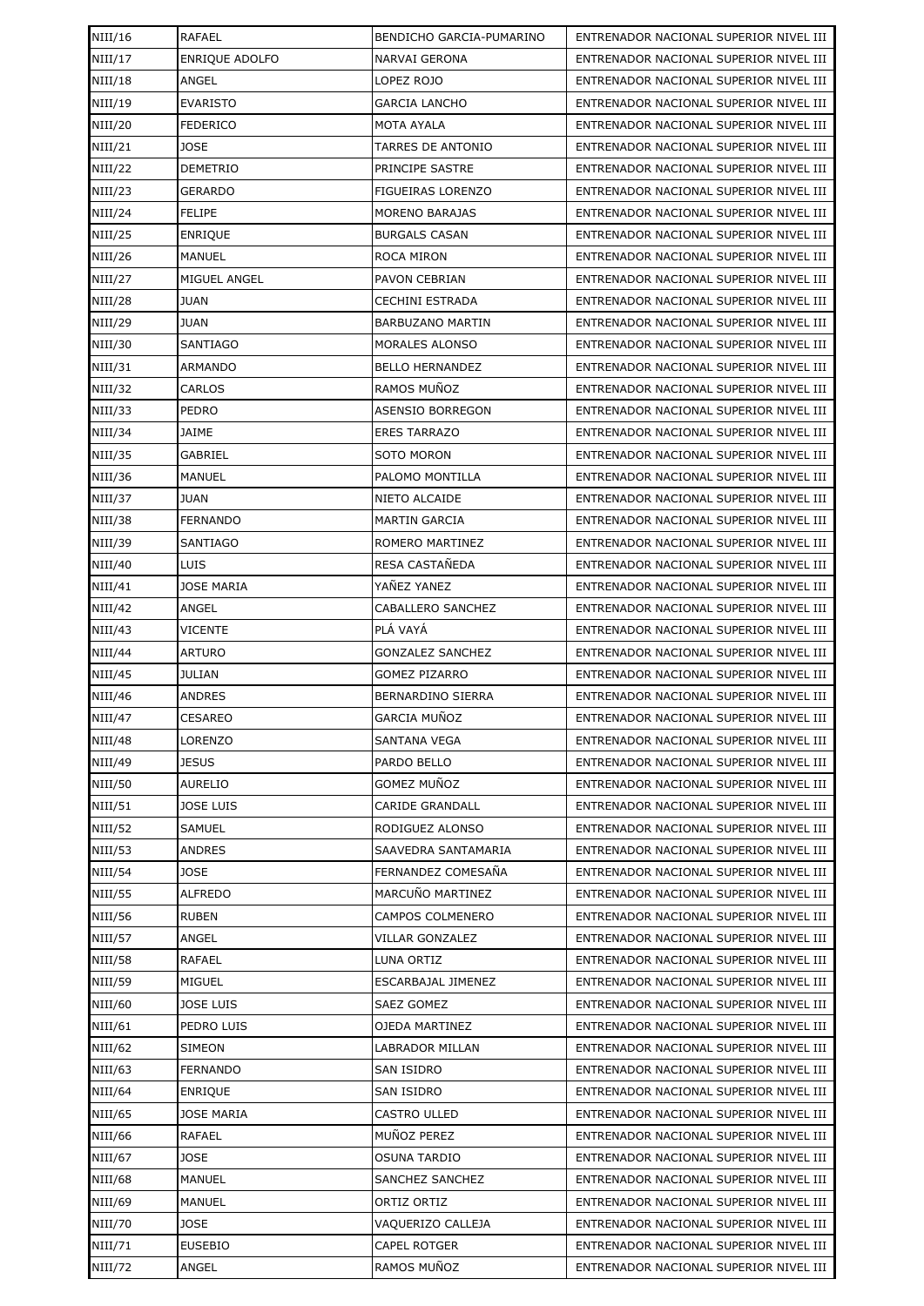| NIII/16 | RAFAEL | BENDICHO GARCIA-PUMARINO | ENTRENADOR NACIONAL SUPERIOR NIVEL III |
|---|---|---|---|
| NIII/17 | ENRIQUE ADOLFO | NARVAI GERONA | ENTRENADOR NACIONAL SUPERIOR NIVEL III |
| NIII/18 | ANGEL | LOPEZ ROJO | ENTRENADOR NACIONAL SUPERIOR NIVEL III |
| NIII/19 | EVARISTO | GARCIA LANCHO | ENTRENADOR NACIONAL SUPERIOR NIVEL III |
| NIII/20 | FEDERICO | MOTA AYALA | ENTRENADOR NACIONAL SUPERIOR NIVEL III |
| NIII/21 | JOSE | TARRES DE ANTONIO | ENTRENADOR NACIONAL SUPERIOR NIVEL III |
| NIII/22 | DEMETRIO | PRINCIPE SASTRE | ENTRENADOR NACIONAL SUPERIOR NIVEL III |
| NIII/23 | GERARDO | FIGUEIRAS LORENZO | ENTRENADOR NACIONAL SUPERIOR NIVEL III |
| NIII/24 | FELIPE | MORENO BARAJAS | ENTRENADOR NACIONAL SUPERIOR NIVEL III |
| NIII/25 | ENRIQUE | BURGALS CASAN | ENTRENADOR NACIONAL SUPERIOR NIVEL III |
| NIII/26 | MANUEL | ROCA MIRON | ENTRENADOR NACIONAL SUPERIOR NIVEL III |
| NIII/27 | MIGUEL ANGEL | PAVON CEBRIAN | ENTRENADOR NACIONAL SUPERIOR NIVEL III |
| NIII/28 | JUAN | CECHINI ESTRADA | ENTRENADOR NACIONAL SUPERIOR NIVEL III |
| NIII/29 | JUAN | BARBUZANO MARTIN | ENTRENADOR NACIONAL SUPERIOR NIVEL III |
| NIII/30 | SANTIAGO | MORALES ALONSO | ENTRENADOR NACIONAL SUPERIOR NIVEL III |
| NIII/31 | ARMANDO | BELLO HERNANDEZ | ENTRENADOR NACIONAL SUPERIOR NIVEL III |
| NIII/32 | CARLOS | RAMOS MUÑOZ | ENTRENADOR NACIONAL SUPERIOR NIVEL III |
| NIII/33 | PEDRO | ASENSIO BORREGON | ENTRENADOR NACIONAL SUPERIOR NIVEL III |
| NIII/34 | JAIME | ERES TARRAZO | ENTRENADOR NACIONAL SUPERIOR NIVEL III |
| NIII/35 | GABRIEL | SOTO MORON | ENTRENADOR NACIONAL SUPERIOR NIVEL III |
| NIII/36 | MANUEL | PALOMO MONTILLA | ENTRENADOR NACIONAL SUPERIOR NIVEL III |
| NIII/37 | JUAN | NIETO ALCAIDE | ENTRENADOR NACIONAL SUPERIOR NIVEL III |
| NIII/38 | FERNANDO | MARTIN GARCIA | ENTRENADOR NACIONAL SUPERIOR NIVEL III |
| NIII/39 | SANTIAGO | ROMERO MARTINEZ | ENTRENADOR NACIONAL SUPERIOR NIVEL III |
| NIII/40 | LUIS | RESA CASTAÑEDA | ENTRENADOR NACIONAL SUPERIOR NIVEL III |
| NIII/41 | JOSE MARIA | YAÑEZ YANEZ | ENTRENADOR NACIONAL SUPERIOR NIVEL III |
| NIII/42 | ANGEL | CABALLERO SANCHEZ | ENTRENADOR NACIONAL SUPERIOR NIVEL III |
| NIII/43 | VICENTE | PLÁ VAYÁ | ENTRENADOR NACIONAL SUPERIOR NIVEL III |
| NIII/44 | ARTURO | GONZALEZ SANCHEZ | ENTRENADOR NACIONAL SUPERIOR NIVEL III |
| NIII/45 | JULIAN | GOMEZ PIZARRO | ENTRENADOR NACIONAL SUPERIOR NIVEL III |
| NIII/46 | ANDRES | BERNARDINO SIERRA | ENTRENADOR NACIONAL SUPERIOR NIVEL III |
| NIII/47 | CESAREO | GARCIA MUÑOZ | ENTRENADOR NACIONAL SUPERIOR NIVEL III |
| NIII/48 | LORENZO | SANTANA VEGA | ENTRENADOR NACIONAL SUPERIOR NIVEL III |
| NIII/49 | JESUS | PARDO BELLO | ENTRENADOR NACIONAL SUPERIOR NIVEL III |
| NIII/50 | AURELIO | GOMEZ MUÑOZ | ENTRENADOR NACIONAL SUPERIOR NIVEL III |
| NIII/51 | JOSE LUIS | CARIDE GRANDALL | ENTRENADOR NACIONAL SUPERIOR NIVEL III |
| NIII/52 | SAMUEL | RODIGUEZ ALONSO | ENTRENADOR NACIONAL SUPERIOR NIVEL III |
| NIII/53 | ANDRES | SAAVEDRA SANTAMARIA | ENTRENADOR NACIONAL SUPERIOR NIVEL III |
| NIII/54 | JOSE | FERNANDEZ COMESAÑA | ENTRENADOR NACIONAL SUPERIOR NIVEL III |
| NIII/55 | ALFREDO | MARCUÑO MARTINEZ | ENTRENADOR NACIONAL SUPERIOR NIVEL III |
| NIII/56 | RUBEN | CAMPOS COLMENERO | ENTRENADOR NACIONAL SUPERIOR NIVEL III |
| NIII/57 | ANGEL | VILLAR GONZALEZ | ENTRENADOR NACIONAL SUPERIOR NIVEL III |
| NIII/58 | RAFAEL | LUNA ORTIZ | ENTRENADOR NACIONAL SUPERIOR NIVEL III |
| NIII/59 | MIGUEL | ESCARBAJAL JIMENEZ | ENTRENADOR NACIONAL SUPERIOR NIVEL III |
| NIII/60 | JOSE LUIS | SAEZ GOMEZ | ENTRENADOR NACIONAL SUPERIOR NIVEL III |
| NIII/61 | PEDRO LUIS | OJEDA MARTINEZ | ENTRENADOR NACIONAL SUPERIOR NIVEL III |
| NIII/62 | SIMEON | LABRADOR MILLAN | ENTRENADOR NACIONAL SUPERIOR NIVEL III |
| NIII/63 | FERNANDO | SAN ISIDRO | ENTRENADOR NACIONAL SUPERIOR NIVEL III |
| NIII/64 | ENRIQUE | SAN ISIDRO | ENTRENADOR NACIONAL SUPERIOR NIVEL III |
| NIII/65 | JOSE MARIA | CASTRO ULLED | ENTRENADOR NACIONAL SUPERIOR NIVEL III |
| NIII/66 | RAFAEL | MUÑOZ PEREZ | ENTRENADOR NACIONAL SUPERIOR NIVEL III |
| NIII/67 | JOSE | OSUNA TARDIO | ENTRENADOR NACIONAL SUPERIOR NIVEL III |
| NIII/68 | MANUEL | SANCHEZ SANCHEZ | ENTRENADOR NACIONAL SUPERIOR NIVEL III |
| NIII/69 | MANUEL | ORTIZ ORTIZ | ENTRENADOR NACIONAL SUPERIOR NIVEL III |
| NIII/70 | JOSE | VAQUERIZO CALLEJA | ENTRENADOR NACIONAL SUPERIOR NIVEL III |
| NIII/71 | EUSEBIO | CAPEL ROTGER | ENTRENADOR NACIONAL SUPERIOR NIVEL III |
| NIII/72 | ANGEL | RAMOS MUÑOZ | ENTRENADOR NACIONAL SUPERIOR NIVEL III |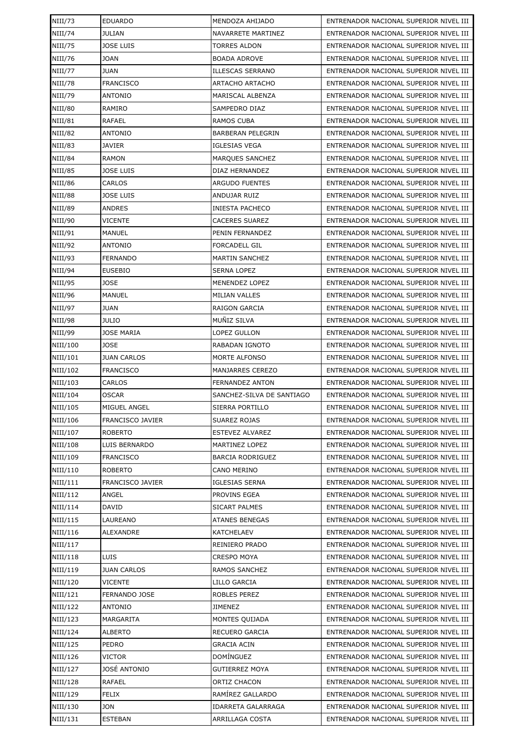| NIII/73 | EDUARDO | MENDOZA AHIJADO | ENTRENADOR NACIONAL SUPERIOR NIVEL III |
|---|---|---|---|
| NIII/74 | JULIAN | NAVARRETE MARTINEZ | ENTRENADOR NACIONAL SUPERIOR NIVEL III |
| NIII/75 | JOSE LUIS | TORRES ALDON | ENTRENADOR NACIONAL SUPERIOR NIVEL III |
| NIII/76 | JOAN | BOADA ADROVE | ENTRENADOR NACIONAL SUPERIOR NIVEL III |
| NIII/77 | JUAN | ILLESCAS SERRANO | ENTRENADOR NACIONAL SUPERIOR NIVEL III |
| NIII/78 | FRANCISCO | ARTACHO ARTACHO | ENTRENADOR NACIONAL SUPERIOR NIVEL III |
| NIII/79 | ANTONIO | MARISCAL ALBENZA | ENTRENADOR NACIONAL SUPERIOR NIVEL III |
| NIII/80 | RAMIRO | SAMPEDRO DIAZ | ENTRENADOR NACIONAL SUPERIOR NIVEL III |
| NIII/81 | RAFAEL | RAMOS CUBA | ENTRENADOR NACIONAL SUPERIOR NIVEL III |
| NIII/82 | ANTONIO | BARBERAN PELEGRIN | ENTRENADOR NACIONAL SUPERIOR NIVEL III |
| NIII/83 | JAVIER | IGLESIAS VEGA | ENTRENADOR NACIONAL SUPERIOR NIVEL III |
| NIII/84 | RAMON | MARQUES SANCHEZ | ENTRENADOR NACIONAL SUPERIOR NIVEL III |
| NIII/85 | JOSE LUIS | DIAZ HERNANDEZ | ENTRENADOR NACIONAL SUPERIOR NIVEL III |
| NIII/86 | CARLOS | ARGUDO FUENTES | ENTRENADOR NACIONAL SUPERIOR NIVEL III |
| NIII/88 | JOSE LUIS | ANDUJAR RUIZ | ENTRENADOR NACIONAL SUPERIOR NIVEL III |
| NIII/89 | ANDRES | INIESTA PACHECO | ENTRENADOR NACIONAL SUPERIOR NIVEL III |
| NIII/90 | VICENTE | CACERES SUAREZ | ENTRENADOR NACIONAL SUPERIOR NIVEL III |
| NIII/91 | MANUEL | PENIN FERNANDEZ | ENTRENADOR NACIONAL SUPERIOR NIVEL III |
| NIII/92 | ANTONIO | FORCADELL GIL | ENTRENADOR NACIONAL SUPERIOR NIVEL III |
| NIII/93 | FERNANDO | MARTIN SANCHEZ | ENTRENADOR NACIONAL SUPERIOR NIVEL III |
| NIII/94 | EUSEBIO | SERNA LOPEZ | ENTRENADOR NACIONAL SUPERIOR NIVEL III |
| NIII/95 | JOSE | MENENDEZ LOPEZ | ENTRENADOR NACIONAL SUPERIOR NIVEL III |
| NIII/96 | MANUEL | MILIAN VALLES | ENTRENADOR NACIONAL SUPERIOR NIVEL III |
| NIII/97 | JUAN | RAIGON GARCIA | ENTRENADOR NACIONAL SUPERIOR NIVEL III |
| NIII/98 | JULIO | MUÑIZ SILVA | ENTRENADOR NACIONAL SUPERIOR NIVEL III |
| NIII/99 | JOSE MARIA | LOPEZ GULLON | ENTRENADOR NACIONAL SUPERIOR NIVEL III |
| NIII/100 | JOSE | RABADAN IGNOTO | ENTRENADOR NACIONAL SUPERIOR NIVEL III |
| NIII/101 | JUAN CARLOS | MORTE ALFONSO | ENTRENADOR NACIONAL SUPERIOR NIVEL III |
| NIII/102 | FRANCISCO | MANJARRES CEREZO | ENTRENADOR NACIONAL SUPERIOR NIVEL III |
| NIII/103 | CARLOS | FERNANDEZ ANTON | ENTRENADOR NACIONAL SUPERIOR NIVEL III |
| NIII/104 | OSCAR | SANCHEZ-SILVA DE SANTIAGO | ENTRENADOR NACIONAL SUPERIOR NIVEL III |
| NIII/105 | MIGUEL ANGEL | SIERRA PORTILLO | ENTRENADOR NACIONAL SUPERIOR NIVEL III |
| NIII/106 | FRANCISCO JAVIER | SUAREZ ROJAS | ENTRENADOR NACIONAL SUPERIOR NIVEL III |
| NIII/107 | ROBERTO | ESTEVEZ ALVAREZ | ENTRENADOR NACIONAL SUPERIOR NIVEL III |
| NIII/108 | LUIS BERNARDO | MARTINEZ LOPEZ | ENTRENADOR NACIONAL SUPERIOR NIVEL III |
| NIII/109 | FRANCISCO | BARCIA RODRIGUEZ | ENTRENADOR NACIONAL SUPERIOR NIVEL III |
| NIII/110 | ROBERTO | CANO MERINO | ENTRENADOR NACIONAL SUPERIOR NIVEL III |
| NIII/111 | FRANCISCO JAVIER | IGLESIAS SERNA | ENTRENADOR NACIONAL SUPERIOR NIVEL III |
| NIII/112 | ANGEL | PROVINS EGEA | ENTRENADOR NACIONAL SUPERIOR NIVEL III |
| NIII/114 | DAVID | SICART PALMES | ENTRENADOR NACIONAL SUPERIOR NIVEL III |
| NIII/115 | LAUREANO | ATANES BENEGAS | ENTRENADOR NACIONAL SUPERIOR NIVEL III |
| NIII/116 | ALEXANDRE | KATCHELAEV | ENTRENADOR NACIONAL SUPERIOR NIVEL III |
| NIII/117 | | REINIERO PRADO | ENTRENADOR NACIONAL SUPERIOR NIVEL III |
| NIII/118 | LUIS | CRESPO MOYA | ENTRENADOR NACIONAL SUPERIOR NIVEL III |
| NIII/119 | JUAN CARLOS | RAMOS SANCHEZ | ENTRENADOR NACIONAL SUPERIOR NIVEL III |
| NIII/120 | VICENTE | LILLO GARCIA | ENTRENADOR NACIONAL SUPERIOR NIVEL III |
| NIII/121 | FERNANDO JOSE | ROBLES PEREZ | ENTRENADOR NACIONAL SUPERIOR NIVEL III |
| NIII/122 | ANTONIO | JIMENEZ | ENTRENADOR NACIONAL SUPERIOR NIVEL III |
| NIII/123 | MARGARITA | MONTES QUIJADA | ENTRENADOR NACIONAL SUPERIOR NIVEL III |
| NIII/124 | ALBERTO | RECUERO GARCIA | ENTRENADOR NACIONAL SUPERIOR NIVEL III |
| NIII/125 | PEDRO | GRACIA ACIN | ENTRENADOR NACIONAL SUPERIOR NIVEL III |
| NIII/126 | VICTOR | DOMÍNGUEZ | ENTRENADOR NACIONAL SUPERIOR NIVEL III |
| NIII/127 | JOSÉ ANTONIO | GUTIERREZ MOYA | ENTRENADOR NACIONAL SUPERIOR NIVEL III |
| NIII/128 | RAFAEL | ORTIZ CHACON | ENTRENADOR NACIONAL SUPERIOR NIVEL III |
| NIII/129 | FELIX | RAMÍREZ GALLARDO | ENTRENADOR NACIONAL SUPERIOR NIVEL III |
| NIII/130 | JON | IDARRETA GALARRAGA | ENTRENADOR NACIONAL SUPERIOR NIVEL III |
| NIII/131 | ESTEBAN | ARRILLAGA COSTA | ENTRENADOR NACIONAL SUPERIOR NIVEL III |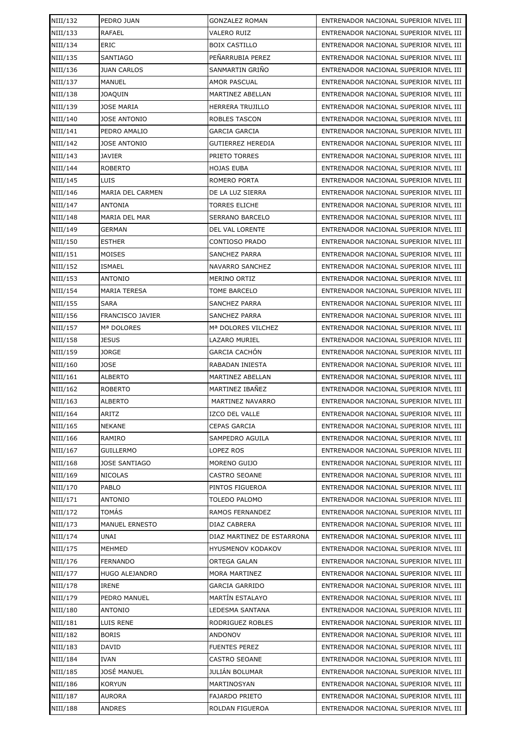| NIII/132 | PEDRO JUAN | GONZALEZ ROMAN | ENTRENADOR NACIONAL SUPERIOR NIVEL III |
|---|---|---|---|
| NIII/133 | RAFAEL | VALERO RUIZ | ENTRENADOR NACIONAL SUPERIOR NIVEL III |
| NIII/134 | ERIC | BOIX CASTILLO | ENTRENADOR NACIONAL SUPERIOR NIVEL III |
| NIII/135 | SANTIAGO | PEÑARRUBIA PEREZ | ENTRENADOR NACIONAL SUPERIOR NIVEL III |
| NIII/136 | JUAN CARLOS | SANMARTIN GRIÑO | ENTRENADOR NACIONAL SUPERIOR NIVEL III |
| NIII/137 | MANUEL | AMOR PASCUAL | ENTRENADOR NACIONAL SUPERIOR NIVEL III |
| NIII/138 | JOAQUIN | MARTINEZ ABELLAN | ENTRENADOR NACIONAL SUPERIOR NIVEL III |
| NIII/139 | JOSE MARIA | HERRERA TRUJILLO | ENTRENADOR NACIONAL SUPERIOR NIVEL III |
| NIII/140 | JOSE ANTONIO | ROBLES TASCON | ENTRENADOR NACIONAL SUPERIOR NIVEL III |
| NIII/141 | PEDRO AMALIO | GARCIA GARCIA | ENTRENADOR NACIONAL SUPERIOR NIVEL III |
| NIII/142 | JOSE ANTONIO | GUTIERREZ HEREDIA | ENTRENADOR NACIONAL SUPERIOR NIVEL III |
| NIII/143 | JAVIER | PRIETO TORRES | ENTRENADOR NACIONAL SUPERIOR NIVEL III |
| NIII/144 | ROBERTO | HOJAS EUBA | ENTRENADOR NACIONAL SUPERIOR NIVEL III |
| NIII/145 | LUIS | ROMERO PORTA | ENTRENADOR NACIONAL SUPERIOR NIVEL III |
| NIII/146 | MARIA DEL CARMEN | DE LA LUZ SIERRA | ENTRENADOR NACIONAL SUPERIOR NIVEL III |
| NIII/147 | ANTONIA | TORRES ELICHE | ENTRENADOR NACIONAL SUPERIOR NIVEL III |
| NIII/148 | MARIA DEL MAR | SERRANO BARCELO | ENTRENADOR NACIONAL SUPERIOR NIVEL III |
| NIII/149 | GERMAN | DEL VAL LORENTE | ENTRENADOR NACIONAL SUPERIOR NIVEL III |
| NIII/150 | ESTHER | CONTIOSO PRADO | ENTRENADOR NACIONAL SUPERIOR NIVEL III |
| NIII/151 | MOISES | SANCHEZ PARRA | ENTRENADOR NACIONAL SUPERIOR NIVEL III |
| NIII/152 | ISMAEL | NAVARRO SANCHEZ | ENTRENADOR NACIONAL SUPERIOR NIVEL III |
| NIII/153 | ANTONIO | MERINO ORTIZ | ENTRENADOR NACIONAL SUPERIOR NIVEL III |
| NIII/154 | MARIA TERESA | TOME BARCELO | ENTRENADOR NACIONAL SUPERIOR NIVEL III |
| NIII/155 | SARA | SANCHEZ PARRA | ENTRENADOR NACIONAL SUPERIOR NIVEL III |
| NIII/156 | FRANCISCO JAVIER | SANCHEZ PARRA | ENTRENADOR NACIONAL SUPERIOR NIVEL III |
| NIII/157 | Mª DOLORES | Mª DOLORES VILCHEZ | ENTRENADOR NACIONAL SUPERIOR NIVEL III |
| NIII/158 | JESUS | LAZARO MURIEL | ENTRENADOR NACIONAL SUPERIOR NIVEL III |
| NIII/159 | JORGE | GARCIA CACHÓN | ENTRENADOR NACIONAL SUPERIOR NIVEL III |
| NIII/160 | JOSE | RABADAN INIESTA | ENTRENADOR NACIONAL SUPERIOR NIVEL III |
| NIII/161 | ALBERTO | MARTINEZ ABELLAN | ENTRENADOR NACIONAL SUPERIOR NIVEL III |
| NIII/162 | ROBERTO | MARTINEZ IBAÑEZ | ENTRENADOR NACIONAL SUPERIOR NIVEL III |
| NIII/163 | ALBERTO | MARTINEZ NAVARRO | ENTRENADOR NACIONAL SUPERIOR NIVEL III |
| NIII/164 | ARITZ | IZCO DEL VALLE | ENTRENADOR NACIONAL SUPERIOR NIVEL III |
| NIII/165 | NEKANE | CEPAS GARCIA | ENTRENADOR NACIONAL SUPERIOR NIVEL III |
| NIII/166 | RAMIRO | SAMPEDRO AGUILA | ENTRENADOR NACIONAL SUPERIOR NIVEL III |
| NIII/167 | GUILLERMO | LOPEZ ROS | ENTRENADOR NACIONAL SUPERIOR NIVEL III |
| NIII/168 | JOSE SANTIAGO | MORENO GUIJO | ENTRENADOR NACIONAL SUPERIOR NIVEL III |
| NIII/169 | NICOLAS | CASTRO SEOANE | ENTRENADOR NACIONAL SUPERIOR NIVEL III |
| NIII/170 | PABLO | PINTOS FIGUEROA | ENTRENADOR NACIONAL SUPERIOR NIVEL III |
| NIII/171 | ANTONIO | TOLEDO PALOMO | ENTRENADOR NACIONAL SUPERIOR NIVEL III |
| NIII/172 | TOMÁS | RAMOS FERNANDEZ | ENTRENADOR NACIONAL SUPERIOR NIVEL III |
| NIII/173 | MANUEL ERNESTO | DIAZ CABRERA | ENTRENADOR NACIONAL SUPERIOR NIVEL III |
| NIII/174 | UNAI | DIAZ MARTINEZ DE ESTARRONA | ENTRENADOR NACIONAL SUPERIOR NIVEL III |
| NIII/175 | MEHMED | HYUSMENOV KODAKOV | ENTRENADOR NACIONAL SUPERIOR NIVEL III |
| NIII/176 | FERNANDO | ORTEGA GALAN | ENTRENADOR NACIONAL SUPERIOR NIVEL III |
| NIII/177 | HUGO ALEJANDRO | MORA MARTINEZ | ENTRENADOR NACIONAL SUPERIOR NIVEL III |
| NIII/178 | IRENE | GARCIA GARRIDO | ENTRENADOR NACIONAL SUPERIOR NIVEL III |
| NIII/179 | PEDRO MANUEL | MARTÍN ESTALAYO | ENTRENADOR NACIONAL SUPERIOR NIVEL III |
| NIII/180 | ANTONIO | LEDESMA SANTANA | ENTRENADOR NACIONAL SUPERIOR NIVEL III |
| NIII/181 | LUIS RENE | RODRIGUEZ ROBLES | ENTRENADOR NACIONAL SUPERIOR NIVEL III |
| NIII/182 | BORIS | ANDONOV | ENTRENADOR NACIONAL SUPERIOR NIVEL III |
| NIII/183 | DAVID | FUENTES PEREZ | ENTRENADOR NACIONAL SUPERIOR NIVEL III |
| NIII/184 | IVAN | CASTRO SEOANE | ENTRENADOR NACIONAL SUPERIOR NIVEL III |
| NIII/185 | JOSÉ MANUEL | JULIÁN BOLUMAR | ENTRENADOR NACIONAL SUPERIOR NIVEL III |
| NIII/186 | KORYUN | MARTINOSYAN | ENTRENADOR NACIONAL SUPERIOR NIVEL III |
| NIII/187 | AURORA | FAJARDO PRIETO | ENTRENADOR NACIONAL SUPERIOR NIVEL III |
| NIII/188 | ANDRES | ROLDAN FIGUEROA | ENTRENADOR NACIONAL SUPERIOR NIVEL III |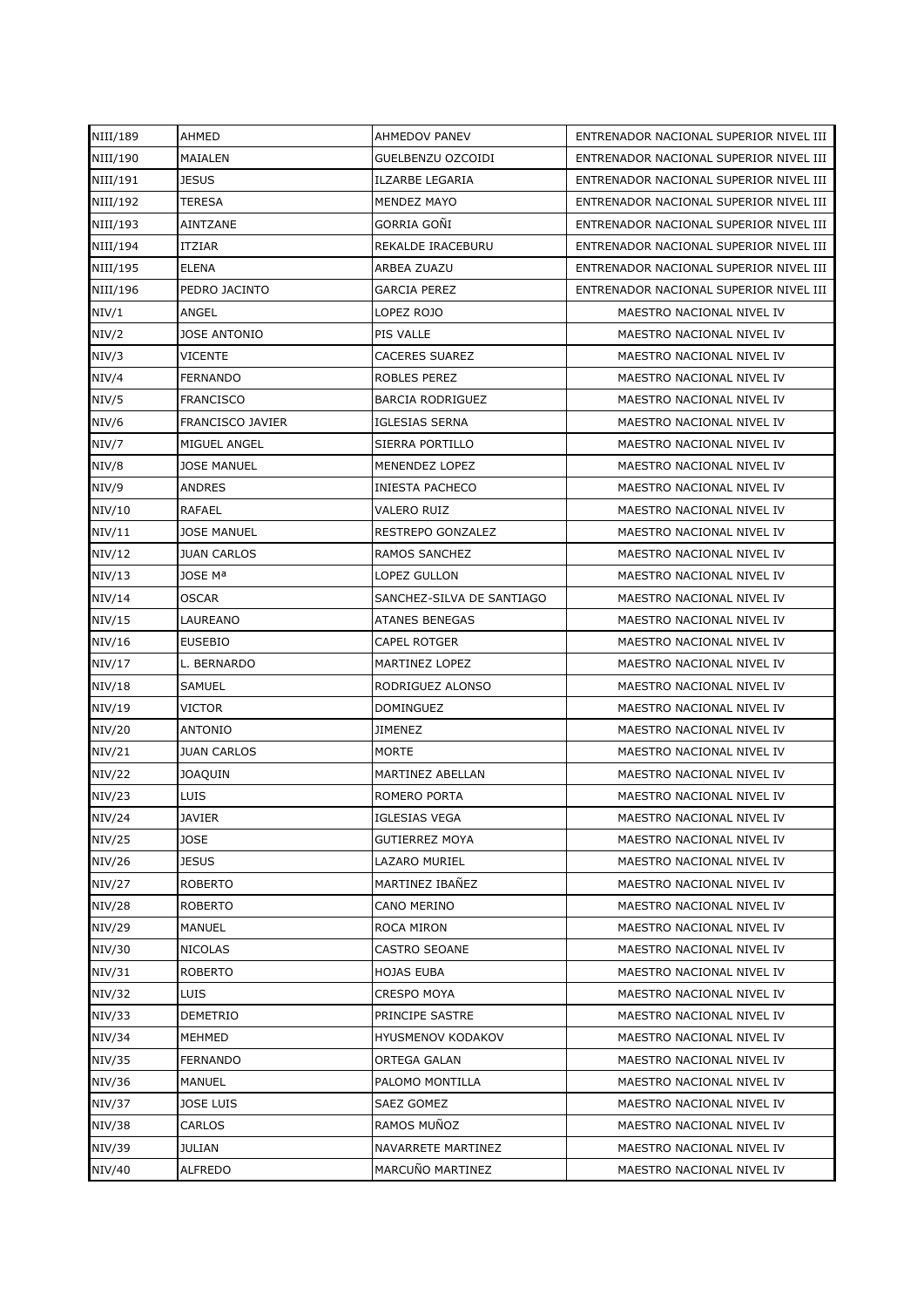| | | | |
|---|---|---|---|
| NIII/189 | AHMED | AHMEDOV PANEV | ENTRENADOR NACIONAL SUPERIOR NIVEL III |
| NIII/190 | MAIALEN | GUELBENZU OZCOIDI | ENTRENADOR NACIONAL SUPERIOR NIVEL III |
| NIII/191 | JESUS | ILZARBE LEGARIA | ENTRENADOR NACIONAL SUPERIOR NIVEL III |
| NIII/192 | TERESA | MENDEZ MAYO | ENTRENADOR NACIONAL SUPERIOR NIVEL III |
| NIII/193 | AINTZANE | GORRIA GOÑI | ENTRENADOR NACIONAL SUPERIOR NIVEL III |
| NIII/194 | ITZIAR | REKALDE IRACEBURU | ENTRENADOR NACIONAL SUPERIOR NIVEL III |
| NIII/195 | ELENA | ARBEA ZUAZU | ENTRENADOR NACIONAL SUPERIOR NIVEL III |
| NIII/196 | PEDRO JACINTO | GARCIA PEREZ | ENTRENADOR NACIONAL SUPERIOR NIVEL III |
| NIV/1 | ANGEL | LOPEZ ROJO | MAESTRO NACIONAL NIVEL IV |
| NIV/2 | JOSE ANTONIO | PIS VALLE | MAESTRO NACIONAL NIVEL IV |
| NIV/3 | VICENTE | CACERES SUAREZ | MAESTRO NACIONAL NIVEL IV |
| NIV/4 | FERNANDO | ROBLES PEREZ | MAESTRO NACIONAL NIVEL IV |
| NIV/5 | FRANCISCO | BARCIA RODRIGUEZ | MAESTRO NACIONAL NIVEL IV |
| NIV/6 | FRANCISCO JAVIER | IGLESIAS SERNA | MAESTRO NACIONAL NIVEL IV |
| NIV/7 | MIGUEL ANGEL | SIERRA PORTILLO | MAESTRO NACIONAL NIVEL IV |
| NIV/8 | JOSE MANUEL | MENENDEZ LOPEZ | MAESTRO NACIONAL NIVEL IV |
| NIV/9 | ANDRES | INIESTA PACHECO | MAESTRO NACIONAL NIVEL IV |
| NIV/10 | RAFAEL | VALERO RUIZ | MAESTRO NACIONAL NIVEL IV |
| NIV/11 | JOSE MANUEL | RESTREPO GONZALEZ | MAESTRO NACIONAL NIVEL IV |
| NIV/12 | JUAN CARLOS | RAMOS SANCHEZ | MAESTRO NACIONAL NIVEL IV |
| NIV/13 | JOSE Mª | LOPEZ GULLON | MAESTRO NACIONAL NIVEL IV |
| NIV/14 | OSCAR | SANCHEZ-SILVA DE SANTIAGO | MAESTRO NACIONAL NIVEL IV |
| NIV/15 | LAUREANO | ATANES BENEGAS | MAESTRO NACIONAL NIVEL IV |
| NIV/16 | EUSEBIO | CAPEL ROTGER | MAESTRO NACIONAL NIVEL IV |
| NIV/17 | L. BERNARDO | MARTINEZ LOPEZ | MAESTRO NACIONAL NIVEL IV |
| NIV/18 | SAMUEL | RODRIGUEZ ALONSO | MAESTRO NACIONAL NIVEL IV |
| NIV/19 | VICTOR | DOMINGUEZ | MAESTRO NACIONAL NIVEL IV |
| NIV/20 | ANTONIO | JIMENEZ | MAESTRO NACIONAL NIVEL IV |
| NIV/21 | JUAN CARLOS | MORTE | MAESTRO NACIONAL NIVEL IV |
| NIV/22 | JOAQUIN | MARTINEZ ABELLAN | MAESTRO NACIONAL NIVEL IV |
| NIV/23 | LUIS | ROMERO PORTA | MAESTRO NACIONAL NIVEL IV |
| NIV/24 | JAVIER | IGLESIAS VEGA | MAESTRO NACIONAL NIVEL IV |
| NIV/25 | JOSE | GUTIERREZ MOYA | MAESTRO NACIONAL NIVEL IV |
| NIV/26 | JESUS | LAZARO MURIEL | MAESTRO NACIONAL NIVEL IV |
| NIV/27 | ROBERTO | MARTINEZ IBAÑEZ | MAESTRO NACIONAL NIVEL IV |
| NIV/28 | ROBERTO | CANO MERINO | MAESTRO NACIONAL NIVEL IV |
| NIV/29 | MANUEL | ROCA MIRON | MAESTRO NACIONAL NIVEL IV |
| NIV/30 | NICOLAS | CASTRO SEOANE | MAESTRO NACIONAL NIVEL IV |
| NIV/31 | ROBERTO | HOJAS EUBA | MAESTRO NACIONAL NIVEL IV |
| NIV/32 | LUIS | CRESPO MOYA | MAESTRO NACIONAL NIVEL IV |
| NIV/33 | DEMETRIO | PRINCIPE SASTRE | MAESTRO NACIONAL NIVEL IV |
| NIV/34 | MEHMED | HYUSMENOV KODAKOV | MAESTRO NACIONAL NIVEL IV |
| NIV/35 | FERNANDO | ORTEGA GALAN | MAESTRO NACIONAL NIVEL IV |
| NIV/36 | MANUEL | PALOMO MONTILLA | MAESTRO NACIONAL NIVEL IV |
| NIV/37 | JOSE LUIS | SAEZ GOMEZ | MAESTRO NACIONAL NIVEL IV |
| NIV/38 | CARLOS | RAMOS MUÑOZ | MAESTRO NACIONAL NIVEL IV |
| NIV/39 | JULIAN | NAVARRETE MARTINEZ | MAESTRO NACIONAL NIVEL IV |
| NIV/40 | ALFREDO | MARCUÑO MARTINEZ | MAESTRO NACIONAL NIVEL IV |